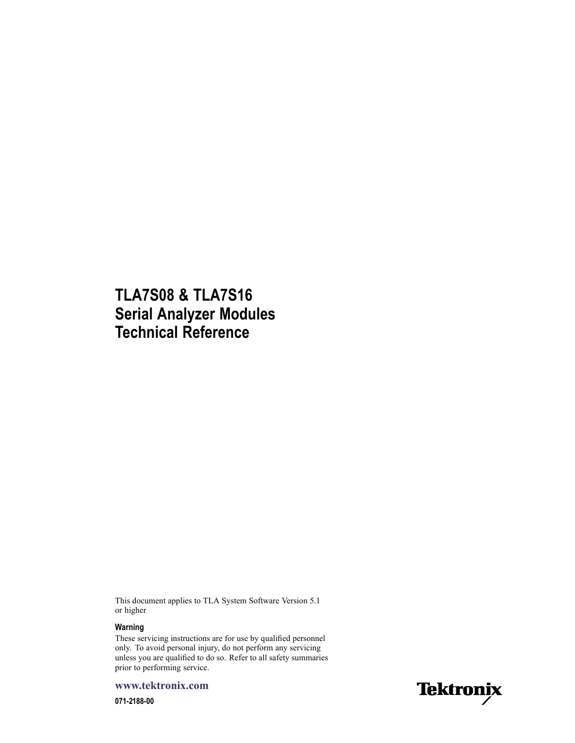# TLA7S08 & TLA7S16 Serial Analyzer Modules Technical Reference

This document applies to TLA System Software Version 5.1 or higher

**Warning**

These servicing instructions are for use by qualified personnel only. To avoid personal injury, do not perform any servicing unless you are qualified to do so. Refer to all safety summaries prior to performing service.

www.tektronix.com

071-2188-00

Tektronix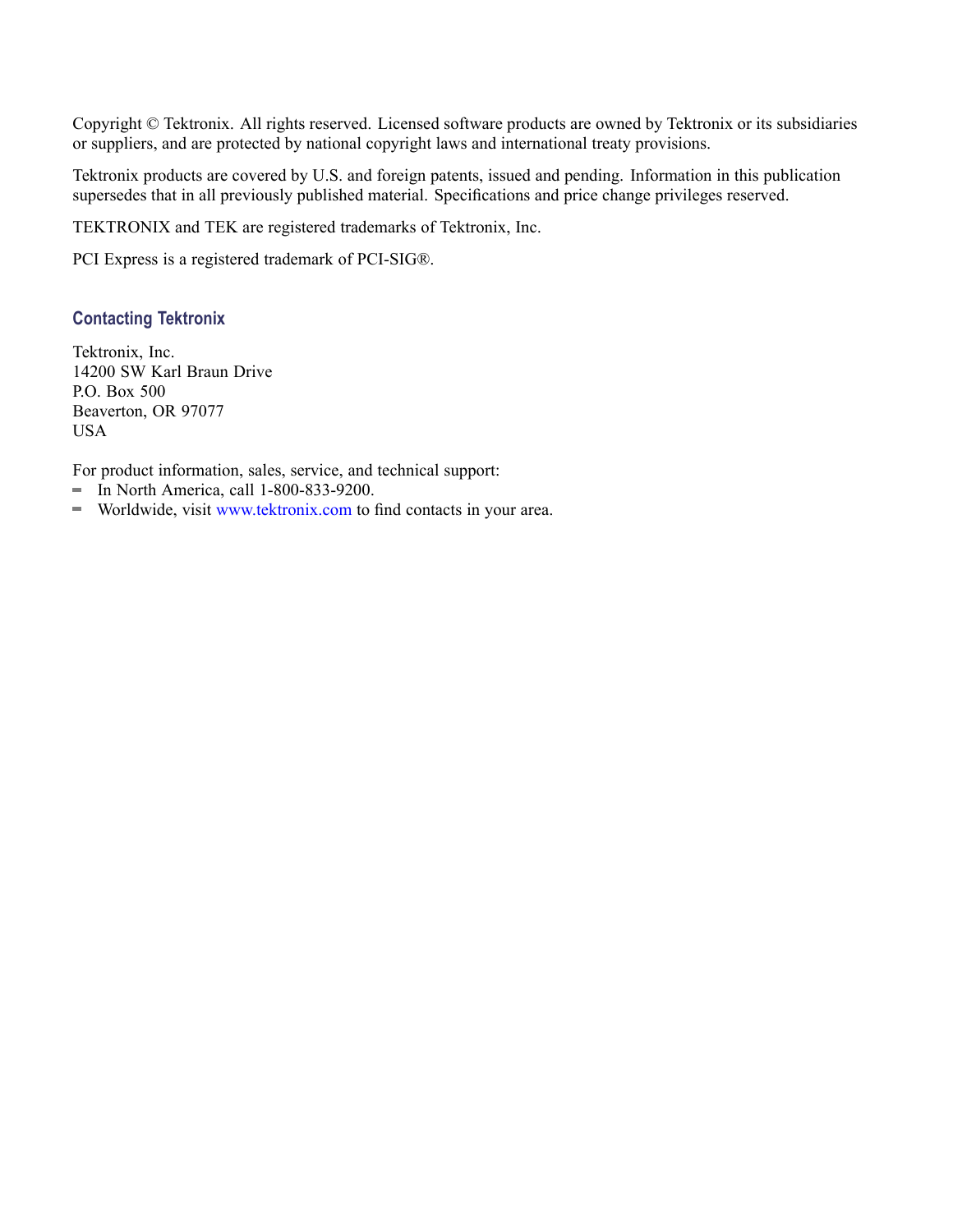Copyright © Tektronix. All rights reserved. Licensed software products are owned by Tektronix or its subsidiaries or suppliers, and are protected by national copyright laws and international treaty provisions.

Tektronix products are covered by U.S. and foreign patents, issued and pending. Information in this publication supersedes that in all previously published material. Specifications and price change privileges reserved.

TEKTRONIX and TEK are registered trademarks of Tektronix, Inc.

PCI Express is a registered trademark of PCI-SIG®.

### Contacting Tektronix

Tektronix, Inc.
14200 SW Karl Braun Drive
P.O. Box 500
Beaverton, OR 97077
USA

For product information, sales, service, and technical support:

- In North America, call 1-800-833-9200.
- Worldwide, visit www.tektronix.com to find contacts in your area.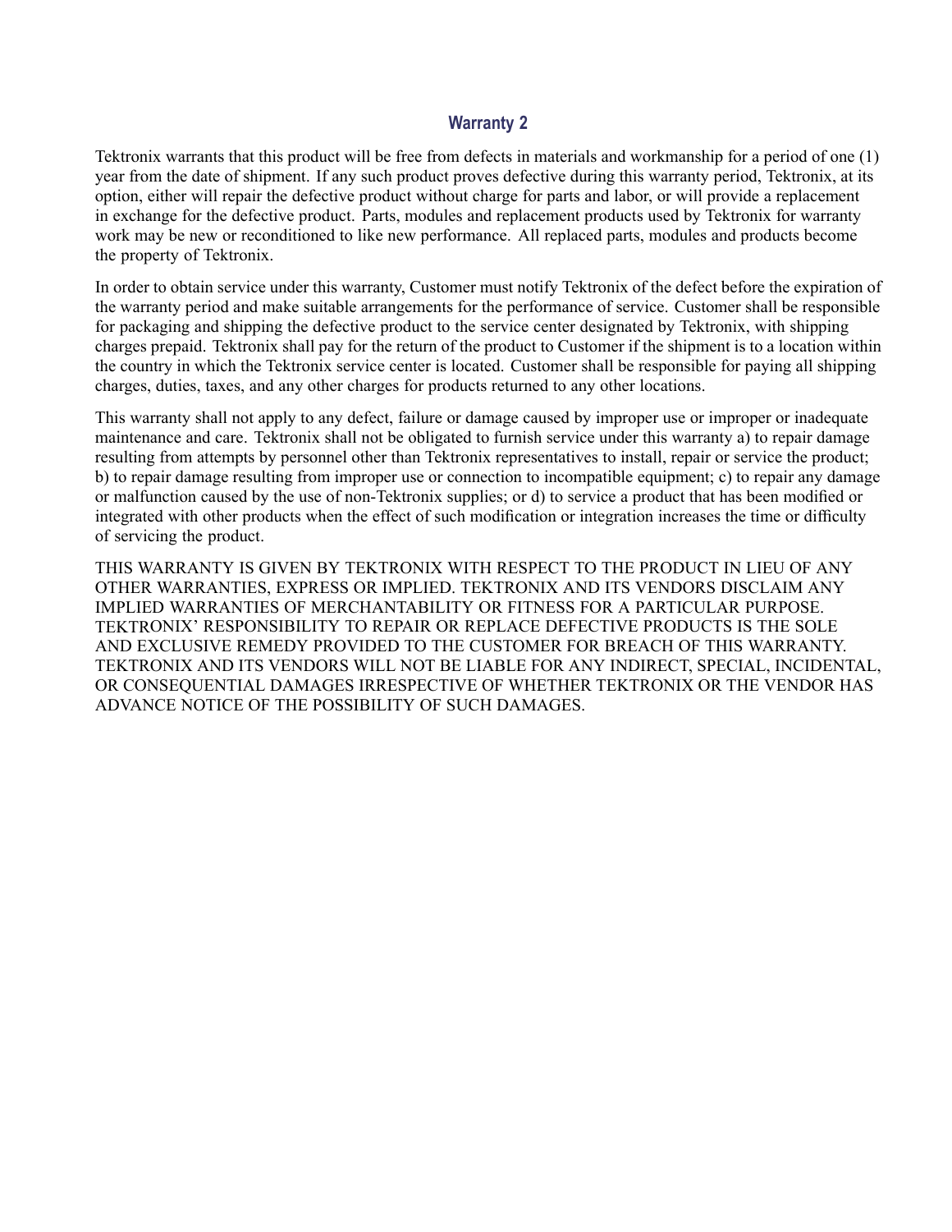## Warranty 2

Tektronix warrants that this product will be free from defects in materials and workmanship for a period of one (1) year from the date of shipment. If any such product proves defective during this warranty period, Tektronix, at its option, either will repair the defective product without charge for parts and labor, or will provide a replacement in exchange for the defective product. Parts, modules and replacement products used by Tektronix for warranty work may be new or reconditioned to like new performance. All replaced parts, modules and products become the property of Tektronix.

In order to obtain service under this warranty, Customer must notify Tektronix of the defect before the expiration of the warranty period and make suitable arrangements for the performance of service. Customer shall be responsible for packaging and shipping the defective product to the service center designated by Tektronix, with shipping charges prepaid. Tektronix shall pay for the return of the product to Customer if the shipment is to a location within the country in which the Tektronix service center is located. Customer shall be responsible for paying all shipping charges, duties, taxes, and any other charges for products returned to any other locations.

This warranty shall not apply to any defect, failure or damage caused by improper use or improper or inadequate maintenance and care. Tektronix shall not be obligated to furnish service under this warranty a) to repair damage resulting from attempts by personnel other than Tektronix representatives to install, repair or service the product; b) to repair damage resulting from improper use or connection to incompatible equipment; c) to repair any damage or malfunction caused by the use of non-Tektronix supplies; or d) to service a product that has been modified or integrated with other products when the effect of such modification or integration increases the time or difficulty of servicing the product.

THIS WARRANTY IS GIVEN BY TEKTRONIX WITH RESPECT TO THE PRODUCT IN LIEU OF ANY OTHER WARRANTIES, EXPRESS OR IMPLIED. TEKTRONIX AND ITS VENDORS DISCLAIM ANY IMPLIED WARRANTIES OF MERCHANTABILITY OR FITNESS FOR A PARTICULAR PURPOSE. TEKTRONIX' RESPONSIBILITY TO REPAIR OR REPLACE DEFECTIVE PRODUCTS IS THE SOLE AND EXCLUSIVE REMEDY PROVIDED TO THE CUSTOMER FOR BREACH OF THIS WARRANTY. TEKTRONIX AND ITS VENDORS WILL NOT BE LIABLE FOR ANY INDIRECT, SPECIAL, INCIDENTAL, OR CONSEQUENTIAL DAMAGES IRRESPECTIVE OF WHETHER TEKTRONIX OR THE VENDOR HAS ADVANCE NOTICE OF THE POSSIBILITY OF SUCH DAMAGES.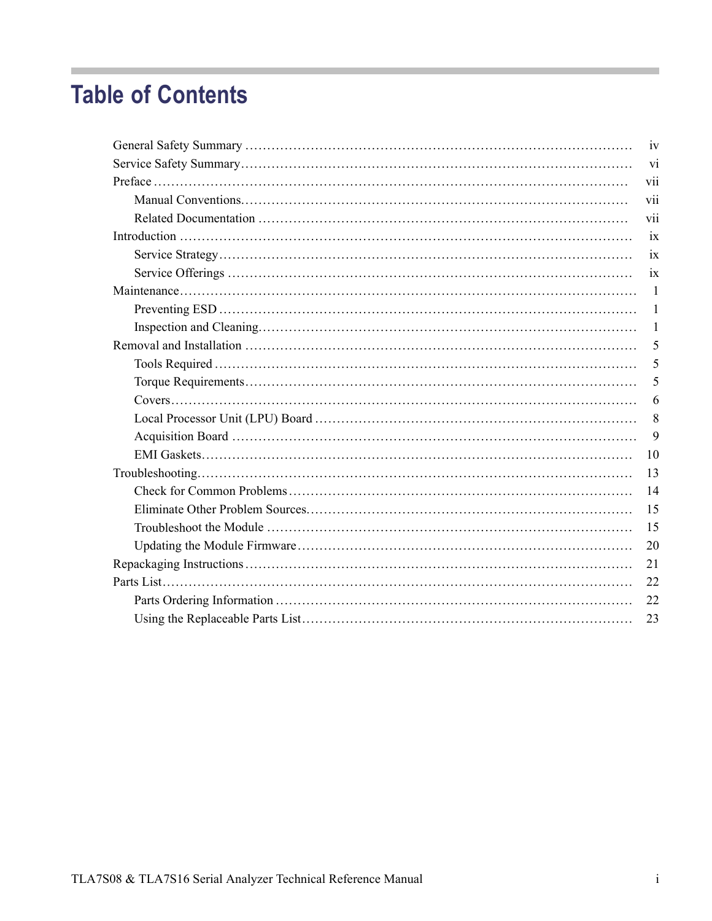# Table of Contents

- General Safety Summary ........ iv
- Service Safety Summary ........ vi
- Preface ........ vii
  - Manual Conventions ........ vii
  - Related Documentation ........ vii
- Introduction ........ ix
  - Service Strategy ........ ix
  - Service Offerings ........ ix
- Maintenance ........ 1
  - Preventing ESD ........ 1
  - Inspection and Cleaning ........ 1
- Removal and Installation ........ 5
  - Tools Required ........ 5
  - Torque Requirements ........ 5
  - Covers ........ 6
  - Local Processor Unit (LPU) Board ........ 8
  - Acquisition Board ........ 9
  - EMI Gaskets ........ 10
- Troubleshooting ........ 13
  - Check for Common Problems ........ 14
  - Eliminate Other Problem Sources ........ 15
  - Troubleshoot the Module ........ 15
  - Updating the Module Firmware ........ 20
- Repackaging Instructions ........ 21
- Parts List ........ 22
  - Parts Ordering Information ........ 22
  - Using the Replaceable Parts List ........ 23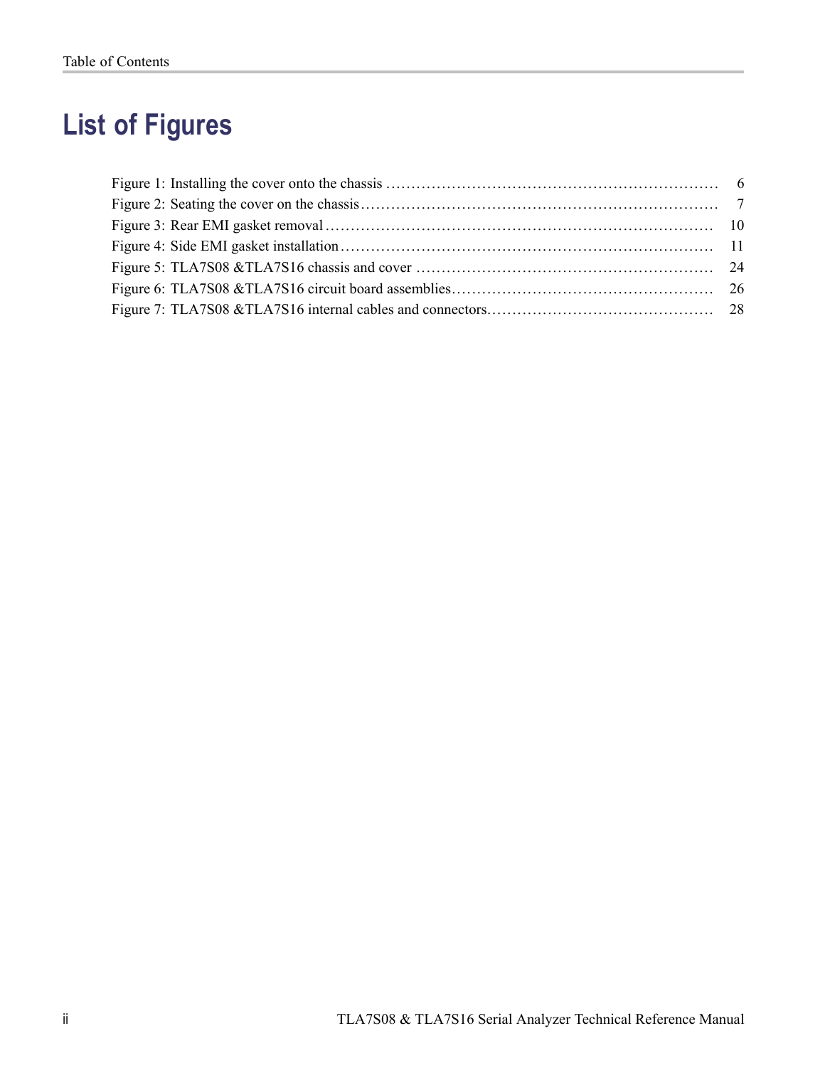# List of Figures

Figure 1: Installing the cover onto the chassis ................................................................ 6
Figure 2: Seating the cover on the chassis.................................................................... 7
Figure 3: Rear EMI gasket removal ........................................................................... 10
Figure 4: Side EMI gasket installation........................................................................ 11
Figure 5: TLA7S08 &TLA7S16 chassis and cover ......................................................... 24
Figure 6: TLA7S08 &TLA7S16 circuit board assemblies.................................................. 26
Figure 7: TLA7S08 &TLA7S16 internal cables and connectors........................................... 28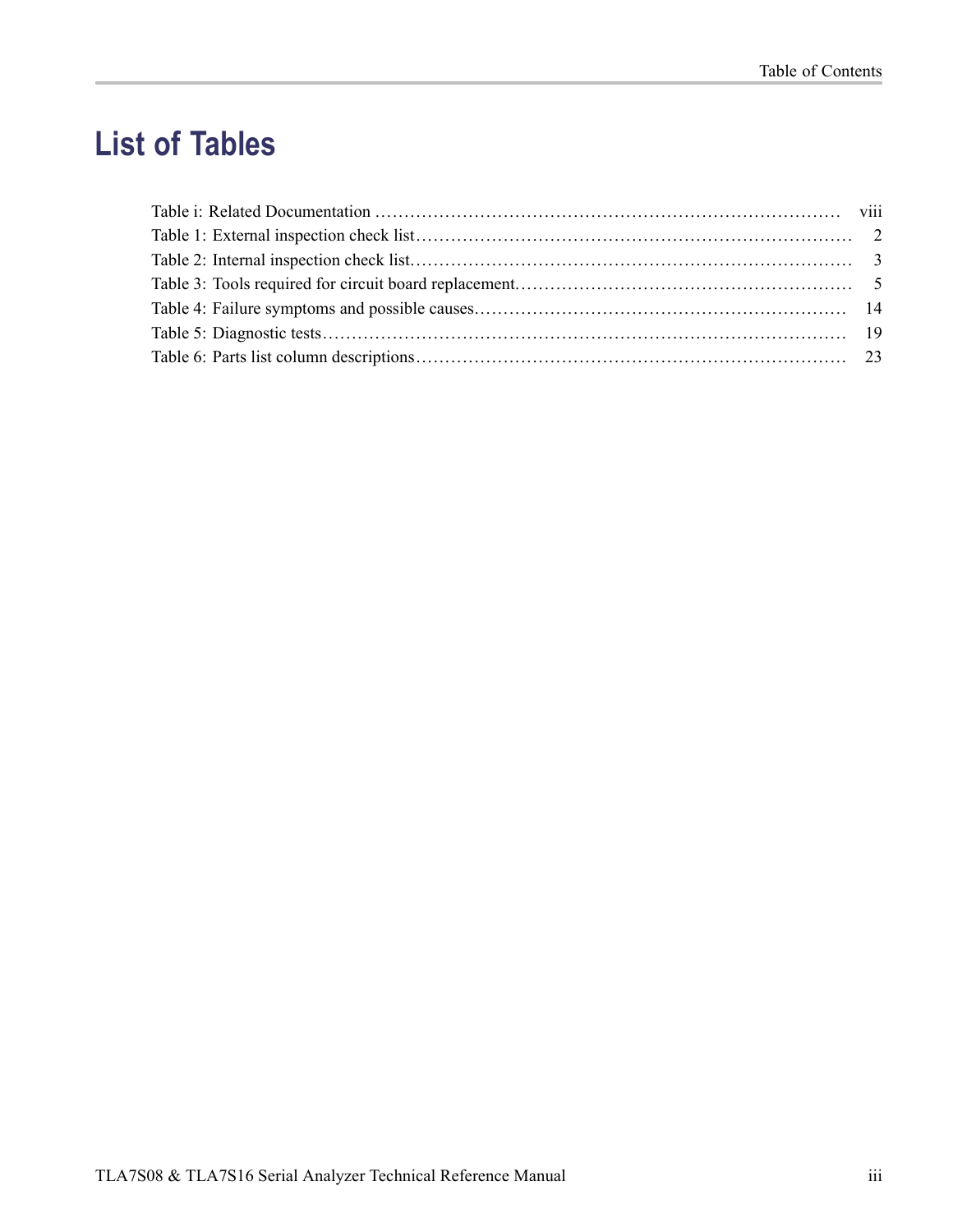# List of Tables

Table i: Related Documentation ........................................................................ viii
Table 1: External inspection check list........................................................................ 2
Table 2: Internal inspection check list........................................................................ 3
Table 3: Tools required for circuit board replacement........................................................ 5
Table 4: Failure symptoms and possible causes.............................................................. 14
Table 5: Diagnostic tests........................................................................................ 19
Table 6: Parts list column descriptions........................................................................ 23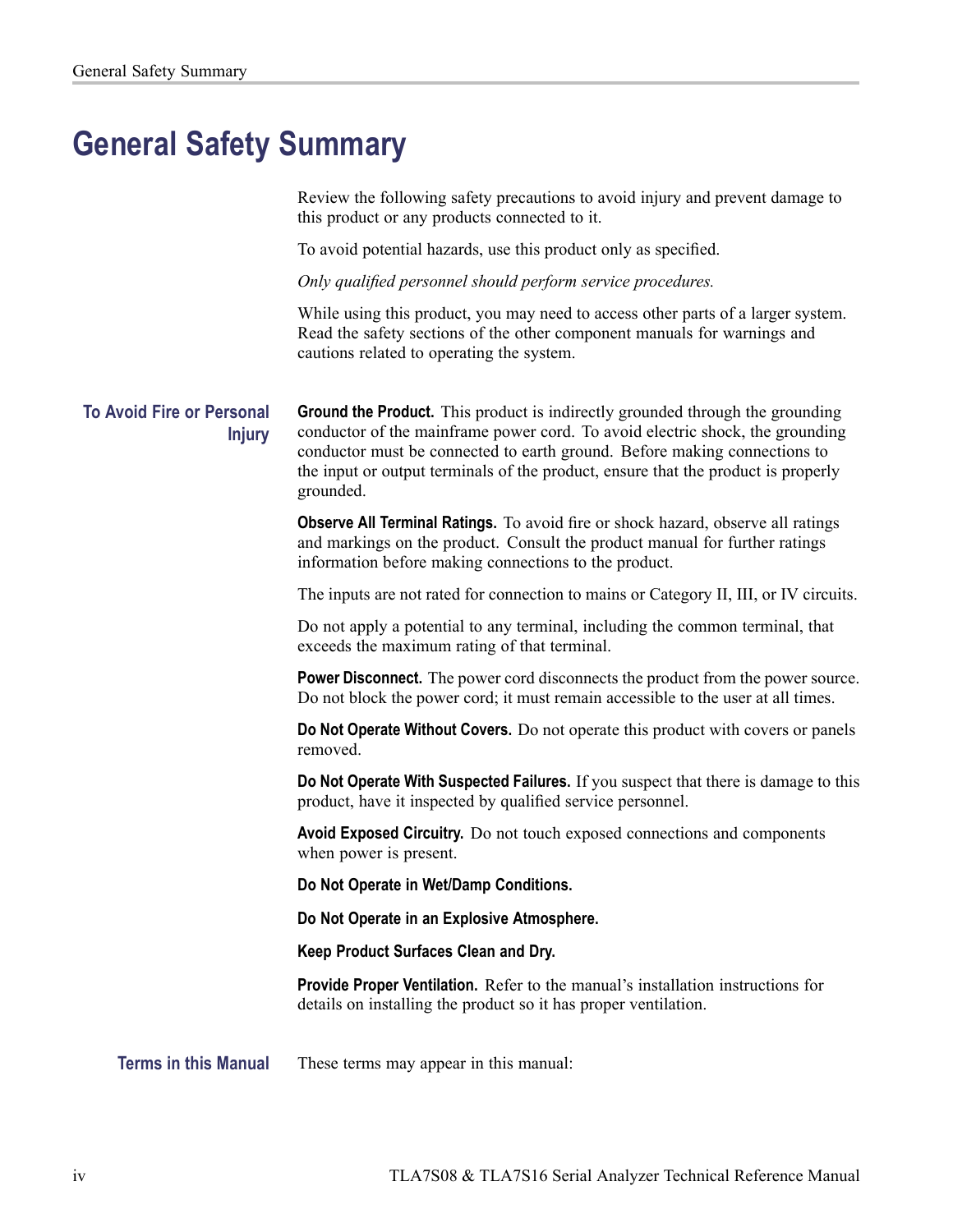# General Safety Summary

Review the following safety precautions to avoid injury and prevent damage to this product or any products connected to it.

To avoid potential hazards, use this product only as specified.

*Only qualified personnel should perform service procedures.*

While using this product, you may need to access other parts of a larger system. Read the safety sections of the other component manuals for warnings and cautions related to operating the system.

## To Avoid Fire or Personal Injury

**Ground the Product.** This product is indirectly grounded through the grounding conductor of the mainframe power cord. To avoid electric shock, the grounding conductor must be connected to earth ground. Before making connections to the input or output terminals of the product, ensure that the product is properly grounded.

**Observe All Terminal Ratings.** To avoid fire or shock hazard, observe all ratings and markings on the product. Consult the product manual for further ratings information before making connections to the product.

The inputs are not rated for connection to mains or Category II, III, or IV circuits.

Do not apply a potential to any terminal, including the common terminal, that exceeds the maximum rating of that terminal.

**Power Disconnect.** The power cord disconnects the product from the power source. Do not block the power cord; it must remain accessible to the user at all times.

**Do Not Operate Without Covers.** Do not operate this product with covers or panels removed.

**Do Not Operate With Suspected Failures.** If you suspect that there is damage to this product, have it inspected by qualified service personnel.

**Avoid Exposed Circuitry.** Do not touch exposed connections and components when power is present.

**Do Not Operate in Wet/Damp Conditions.**

**Do Not Operate in an Explosive Atmosphere.**

**Keep Product Surfaces Clean and Dry.**

**Provide Proper Ventilation.** Refer to the manual's installation instructions for details on installing the product so it has proper ventilation.

## Terms in this Manual

These terms may appear in this manual: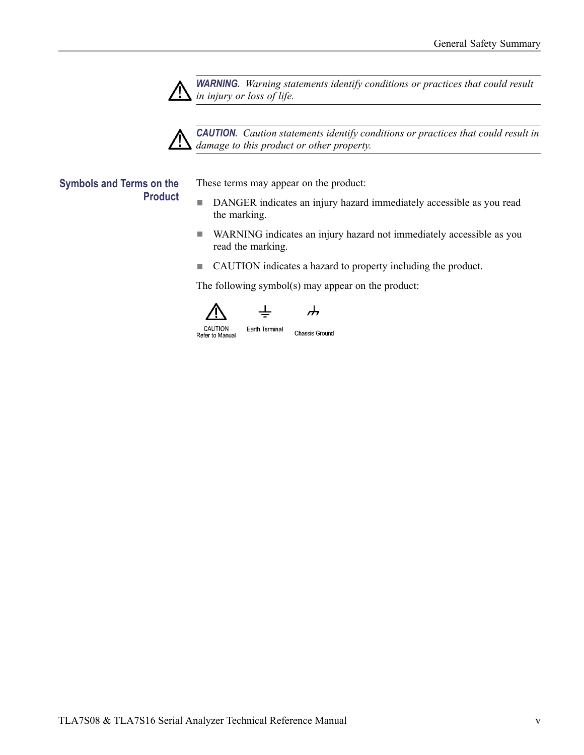**WARNING.** *Warning statements identify conditions or practices that could result in injury or loss of life.*

**CAUTION.** *Caution statements identify conditions or practices that could result in damage to this product or other property.*

## Symbols and Terms on the Product

These terms may appear on the product:

- DANGER indicates an injury hazard immediately accessible as you read the marking.
- WARNING indicates an injury hazard not immediately accessible as you read the marking.
- CAUTION indicates a hazard to property including the product.

The following symbol(s) may appear on the product:

CAUTION Refer to Manual    Earth Terminal    Chassis Ground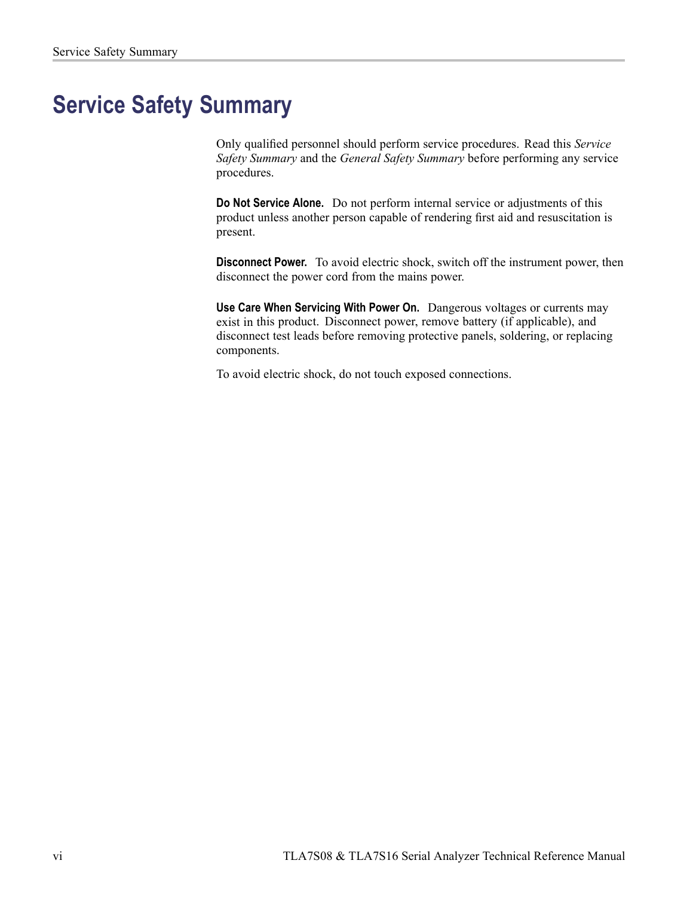# Service Safety Summary

Only qualified personnel should perform service procedures. Read this *Service Safety Summary* and the *General Safety Summary* before performing any service procedures.

**Do Not Service Alone.** Do not perform internal service or adjustments of this product unless another person capable of rendering first aid and resuscitation is present.

**Disconnect Power.** To avoid electric shock, switch off the instrument power, then disconnect the power cord from the mains power.

**Use Care When Servicing With Power On.** Dangerous voltages or currents may exist in this product. Disconnect power, remove battery (if applicable), and disconnect test leads before removing protective panels, soldering, or replacing components.

To avoid electric shock, do not touch exposed connections.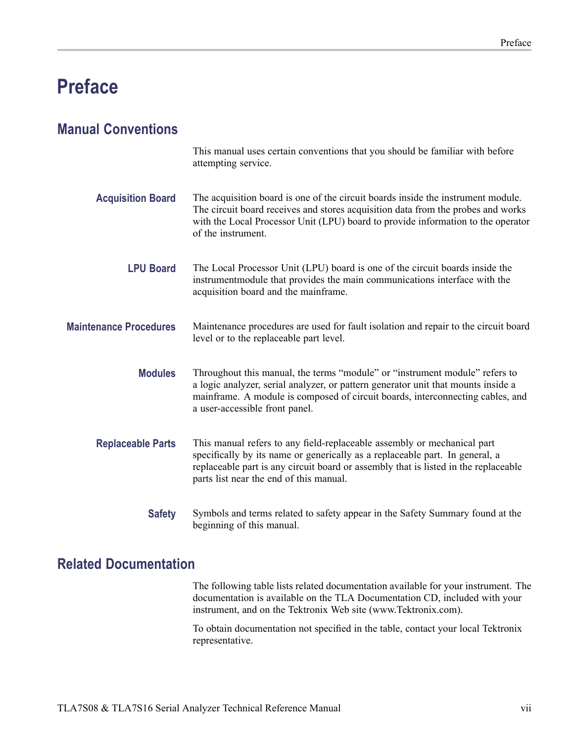# Preface

## Manual Conventions

This manual uses certain conventions that you should be familiar with before attempting service.

### Acquisition Board

The acquisition board is one of the circuit boards inside the instrument module. The circuit board receives and stores acquisition data from the probes and works with the Local Processor Unit (LPU) board to provide information to the operator of the instrument.

### LPU Board

The Local Processor Unit (LPU) board is one of the circuit boards inside the instrumentmodule that provides the main communications interface with the acquisition board and the mainframe.

### Maintenance Procedures

Maintenance procedures are used for fault isolation and repair to the circuit board level or to the replaceable part level.

### Modules

Throughout this manual, the terms “module” or “instrument module” refers to a logic analyzer, serial analyzer, or pattern generator unit that mounts inside a mainframe. A module is composed of circuit boards, interconnecting cables, and a user-accessible front panel.

### Replaceable Parts

This manual refers to any field-replaceable assembly or mechanical part specifically by its name or generically as a replaceable part. In general, a replaceable part is any circuit board or assembly that is listed in the replaceable parts list near the end of this manual.

### Safety

Symbols and terms related to safety appear in the Safety Summary found at the beginning of this manual.

## Related Documentation

The following table lists related documentation available for your instrument. The documentation is available on the TLA Documentation CD, included with your instrument, and on the Tektronix Web site (www.Tektronix.com).

To obtain documentation not specified in the table, contact your local Tektronix representative.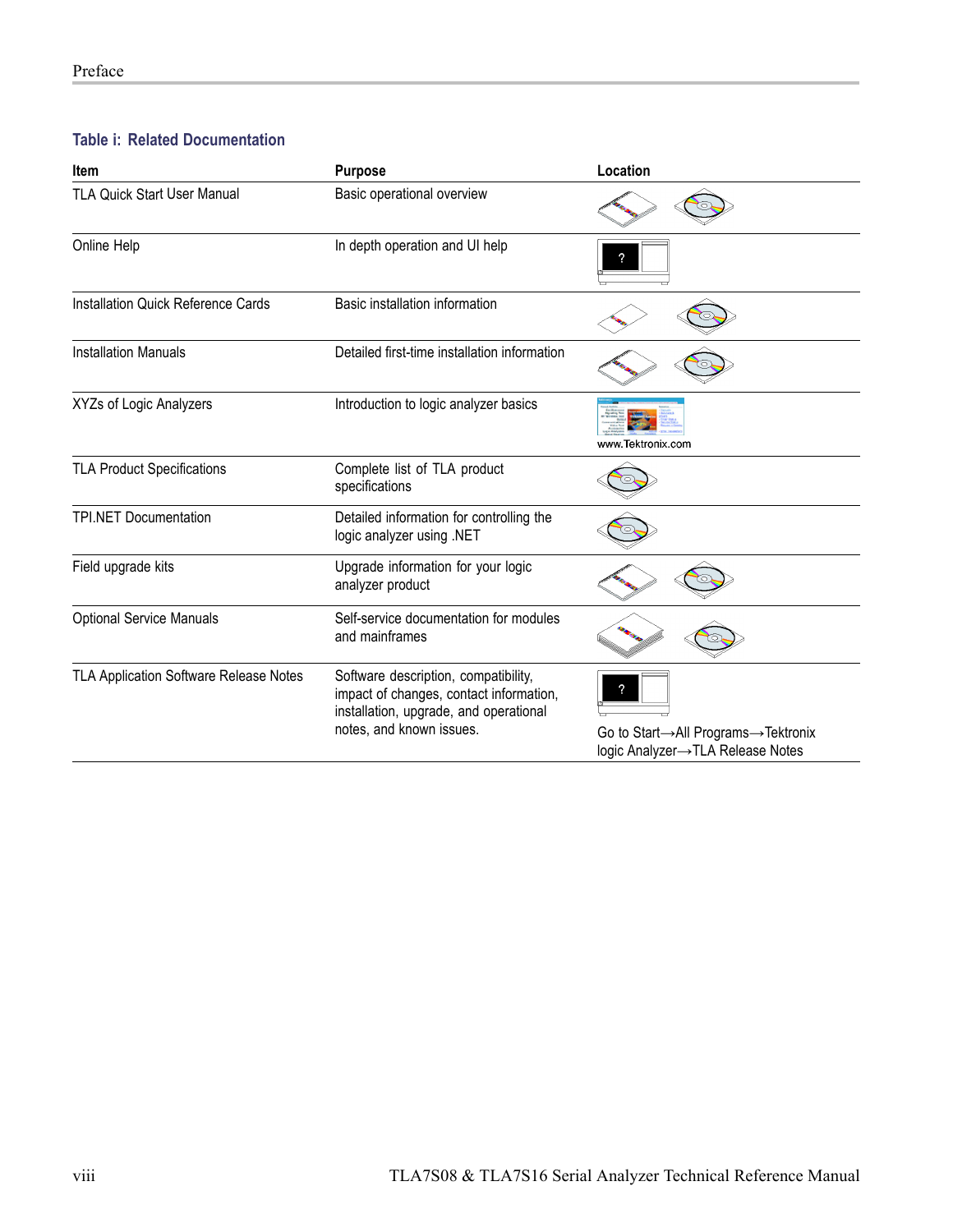**Table i: Related Documentation**

| Item | Purpose | Location |
|---|---|---|
| TLA Quick Start User Manual | Basic operational overview | |
| Online Help | In depth operation and UI help | |
| Installation Quick Reference Cards | Basic installation information | |
| Installation Manuals | Detailed first-time installation information | |
| XYZs of Logic Analyzers | Introduction to logic analyzer basics | www.Tektronix.com |
| TLA Product Specifications | Complete list of TLA product specifications | |
| TPI.NET Documentation | Detailed information for controlling the logic analyzer using .NET | |
| Field upgrade kits | Upgrade information for your logic analyzer product | |
| Optional Service Manuals | Self-service documentation for modules and mainframes | |
| TLA Application Software Release Notes | Software description, compatibility, impact of changes, contact information, installation, upgrade, and operational notes, and known issues. | Go to Start→All Programs→Tektronix logic Analyzer→TLA Release Notes |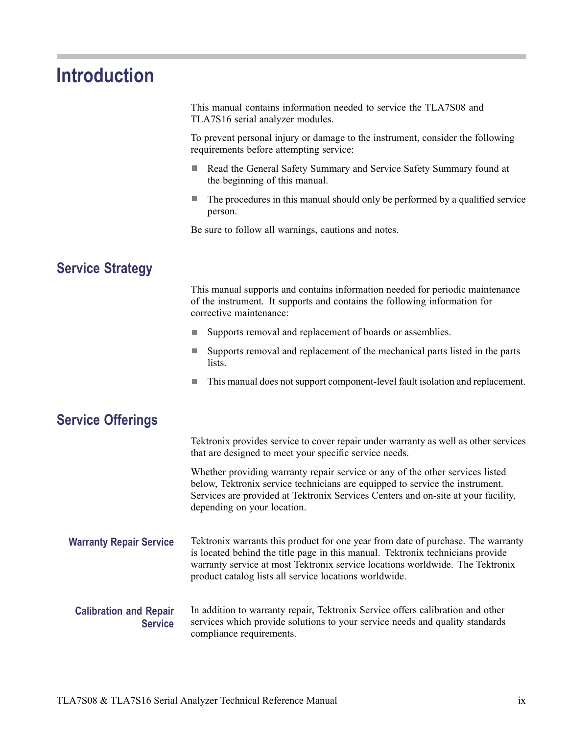# Introduction

This manual contains information needed to service the TLA7S08 and TLA7S16 serial analyzer modules.

To prevent personal injury or damage to the instrument, consider the following requirements before attempting service:

- Read the General Safety Summary and Service Safety Summary found at the beginning of this manual.
- The procedures in this manual should only be performed by a qualified service person.

Be sure to follow all warnings, cautions and notes.

## Service Strategy

This manual supports and contains information needed for periodic maintenance of the instrument. It supports and contains the following information for corrective maintenance:

- Supports removal and replacement of boards or assemblies.
- Supports removal and replacement of the mechanical parts listed in the parts lists.
- This manual does not support component-level fault isolation and replacement.

## Service Offerings

Tektronix provides service to cover repair under warranty as well as other services that are designed to meet your specific service needs.

Whether providing warranty repair service or any of the other services listed below, Tektronix service technicians are equipped to service the instrument. Services are provided at Tektronix Services Centers and on-site at your facility, depending on your location.

### Warranty Repair Service

Tektronix warrants this product for one year from date of purchase. The warranty is located behind the title page in this manual. Tektronix technicians provide warranty service at most Tektronix service locations worldwide. The Tektronix product catalog lists all service locations worldwide.

### Calibration and Repair Service

In addition to warranty repair, Tektronix Service offers calibration and other services which provide solutions to your service needs and quality standards compliance requirements.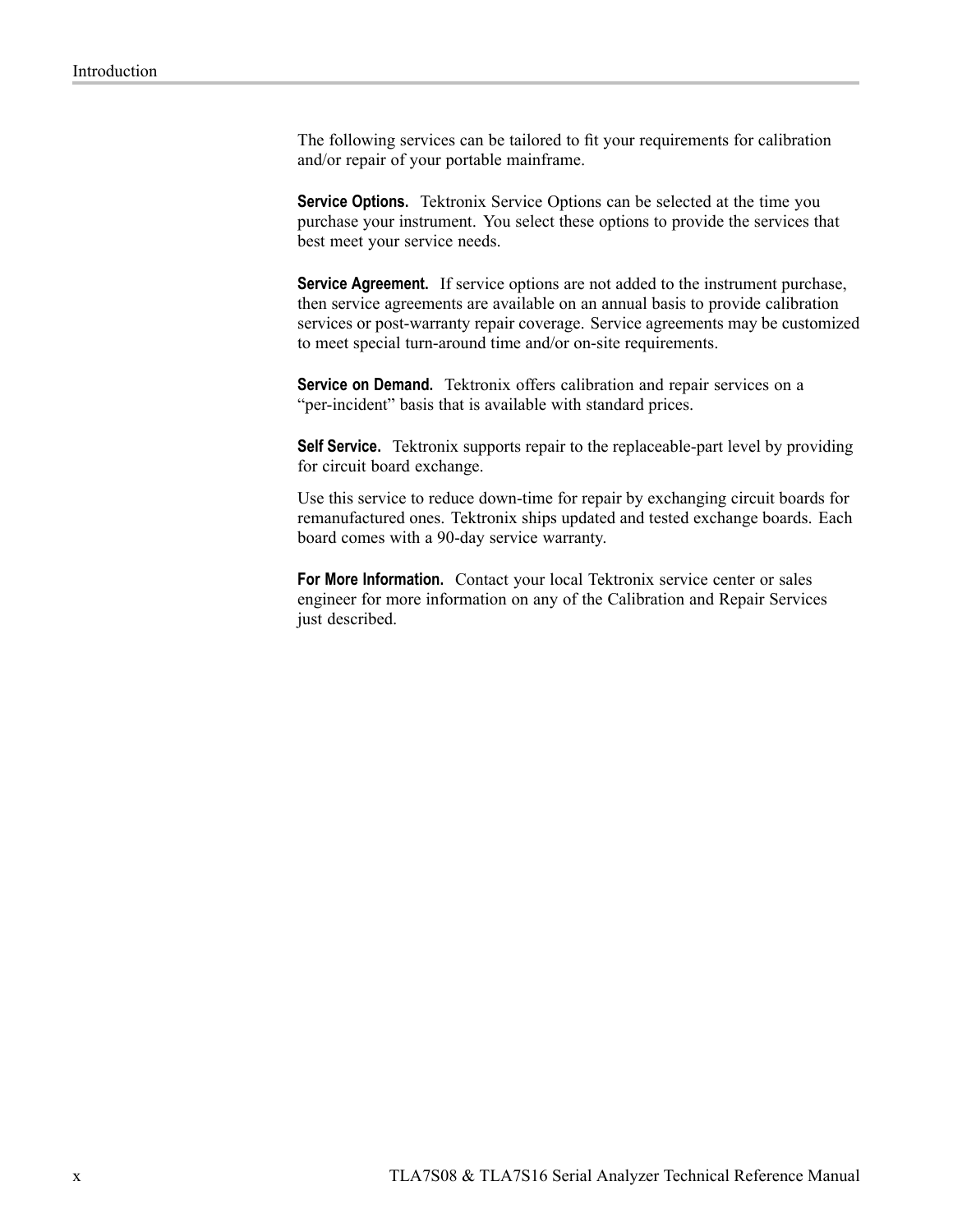The following services can be tailored to fit your requirements for calibration and/or repair of your portable mainframe.

**Service Options.** Tektronix Service Options can be selected at the time you purchase your instrument. You select these options to provide the services that best meet your service needs.

**Service Agreement.** If service options are not added to the instrument purchase, then service agreements are available on an annual basis to provide calibration services or post-warranty repair coverage. Service agreements may be customized to meet special turn-around time and/or on-site requirements.

**Service on Demand.** Tektronix offers calibration and repair services on a "per-incident" basis that is available with standard prices.

**Self Service.** Tektronix supports repair to the replaceable-part level by providing for circuit board exchange.

Use this service to reduce down-time for repair by exchanging circuit boards for remanufactured ones. Tektronix ships updated and tested exchange boards. Each board comes with a 90-day service warranty.

**For More Information.** Contact your local Tektronix service center or sales engineer for more information on any of the Calibration and Repair Services just described.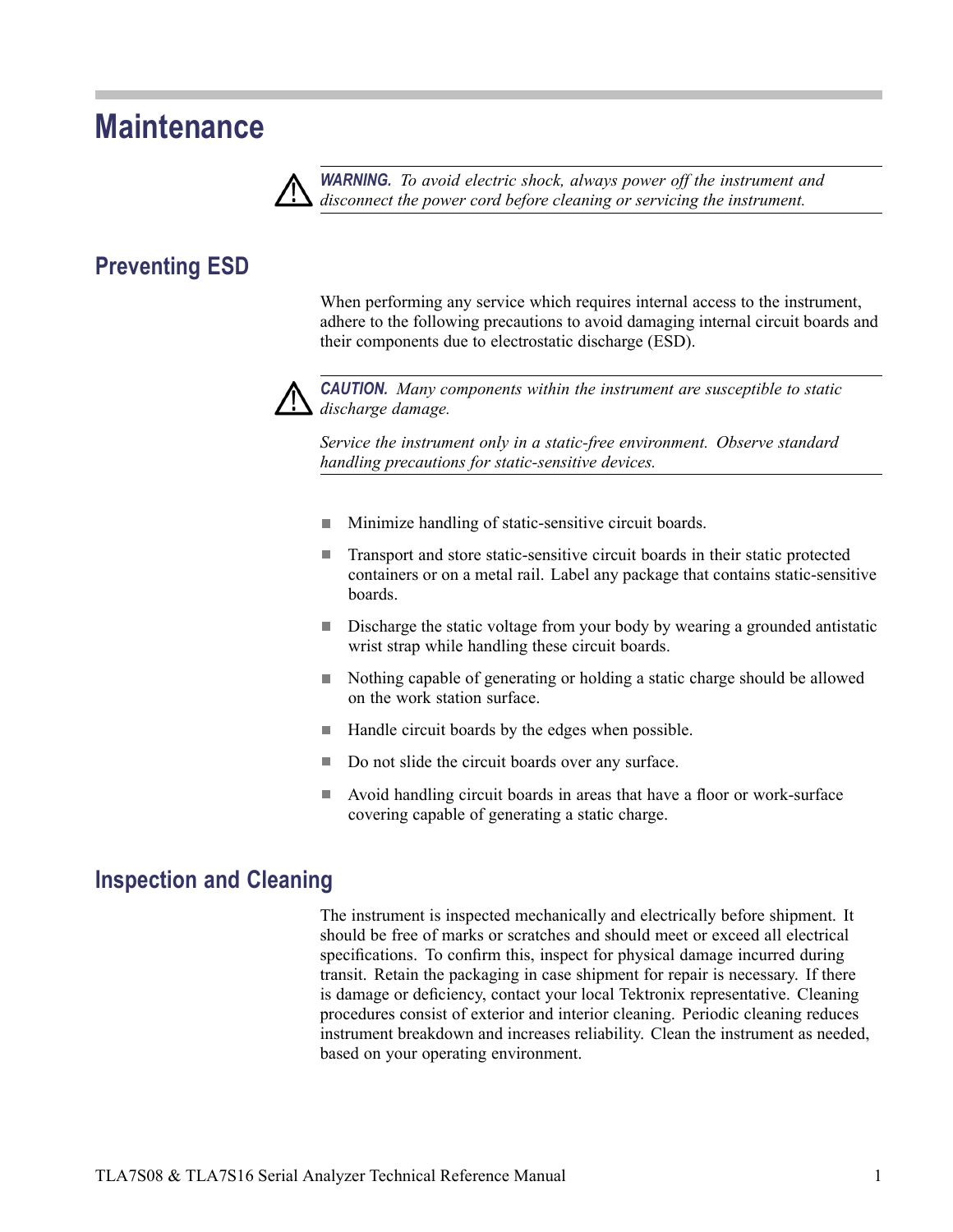# Maintenance

> ***WARNING.*** *To avoid electric shock, always power off the instrument and disconnect the power cord before cleaning or servicing the instrument.*

## Preventing ESD

When performing any service which requires internal access to the instrument, adhere to the following precautions to avoid damaging internal circuit boards and their components due to electrostatic discharge (ESD).

> ***CAUTION.*** *Many components within the instrument are susceptible to static discharge damage.*
>
> *Service the instrument only in a static-free environment. Observe standard handling precautions for static-sensitive devices.*

- Minimize handling of static-sensitive circuit boards.
- Transport and store static-sensitive circuit boards in their static protected containers or on a metal rail. Label any package that contains static-sensitive boards.
- Discharge the static voltage from your body by wearing a grounded antistatic wrist strap while handling these circuit boards.
- Nothing capable of generating or holding a static charge should be allowed on the work station surface.
- Handle circuit boards by the edges when possible.
- Do not slide the circuit boards over any surface.
- Avoid handling circuit boards in areas that have a floor or work-surface covering capable of generating a static charge.

## Inspection and Cleaning

The instrument is inspected mechanically and electrically before shipment. It should be free of marks or scratches and should meet or exceed all electrical specifications. To confirm this, inspect for physical damage incurred during transit. Retain the packaging in case shipment for repair is necessary. If there is damage or deficiency, contact your local Tektronix representative. Cleaning procedures consist of exterior and interior cleaning. Periodic cleaning reduces instrument breakdown and increases reliability. Clean the instrument as needed, based on your operating environment.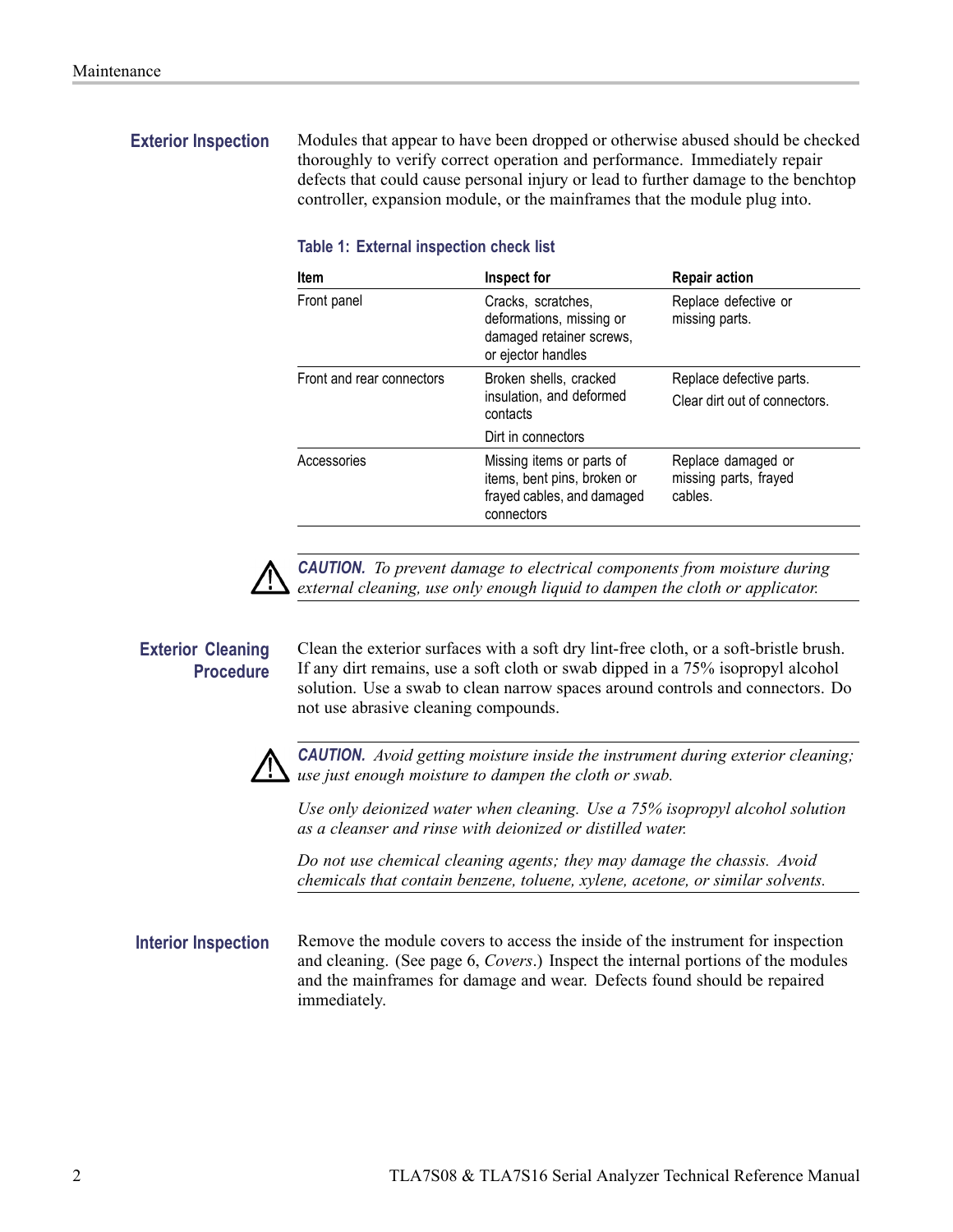## Exterior Inspection

Modules that appear to have been dropped or otherwise abused should be checked thoroughly to verify correct operation and performance. Immediately repair defects that could cause personal injury or lead to further damage to the benchtop controller, expansion module, or the mainframes that the module plug into.

**Table 1: External inspection check list**

| Item | Inspect for | Repair action |
| --- | --- | --- |
| Front panel | Cracks, scratches, deformations, missing or damaged retainer screws, or ejector handles | Replace defective or missing parts. |
| Front and rear connectors | Broken shells, cracked insulation, and deformed contacts<br><br>Dirt in connectors | Replace defective parts.<br><br>Clear dirt out of connectors. |
| Accessories | Missing items or parts of items, bent pins, broken or frayed cables, and damaged connectors | Replace damaged or missing parts, frayed cables. |

> ***CAUTION.*** *To prevent damage to electrical components from moisture during external cleaning, use only enough liquid to dampen the cloth or applicator.*

## Exterior Cleaning Procedure

Clean the exterior surfaces with a soft dry lint-free cloth, or a soft-bristle brush. If any dirt remains, use a soft cloth or swab dipped in a 75% isopropyl alcohol solution. Use a swab to clean narrow spaces around controls and connectors. Do not use abrasive cleaning compounds.

> ***CAUTION.*** *Avoid getting moisture inside the instrument during exterior cleaning; use just enough moisture to dampen the cloth or swab.*
>
> *Use only deionized water when cleaning. Use a 75% isopropyl alcohol solution as a cleanser and rinse with deionized or distilled water.*
>
> *Do not use chemical cleaning agents; they may damage the chassis. Avoid chemicals that contain benzene, toluene, xylene, acetone, or similar solvents.*

## Interior Inspection

Remove the module covers to access the inside of the instrument for inspection and cleaning. (See page 6, *Covers*.) Inspect the internal portions of the modules and the mainframes for damage and wear. Defects found should be repaired immediately.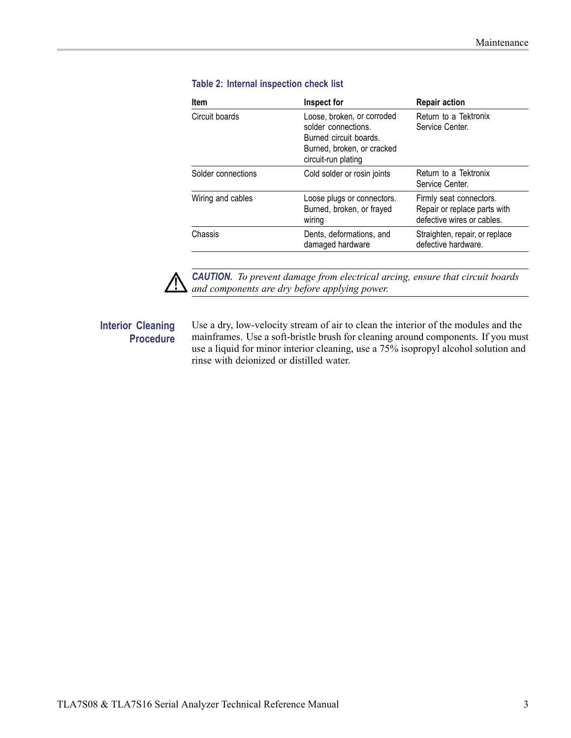**Table 2: Internal inspection check list**

| Item | Inspect for | Repair action |
|---|---|---|
| Circuit boards | Loose, broken, or corroded solder connections. Burned circuit boards. Burned, broken, or cracked circuit-run plating | Return to a Tektronix Service Center. |
| Solder connections | Cold solder or rosin joints | Return to a Tektronix Service Center. |
| Wiring and cables | Loose plugs or connectors. Burned, broken, or frayed wiring | Firmly seat connectors. Repair or replace parts with defective wires or cables. |
| Chassis | Dents, deformations, and damaged hardware | Straighten, repair, or replace defective hardware. |

**CAUTION.** *To prevent damage from electrical arcing, ensure that circuit boards and components are dry before applying power.*

## Interior Cleaning Procedure

Use a dry, low-velocity stream of air to clean the interior of the modules and the mainframes. Use a soft-bristle brush for cleaning around components. If you must use a liquid for minor interior cleaning, use a 75% isopropyl alcohol solution and rinse with deionized or distilled water.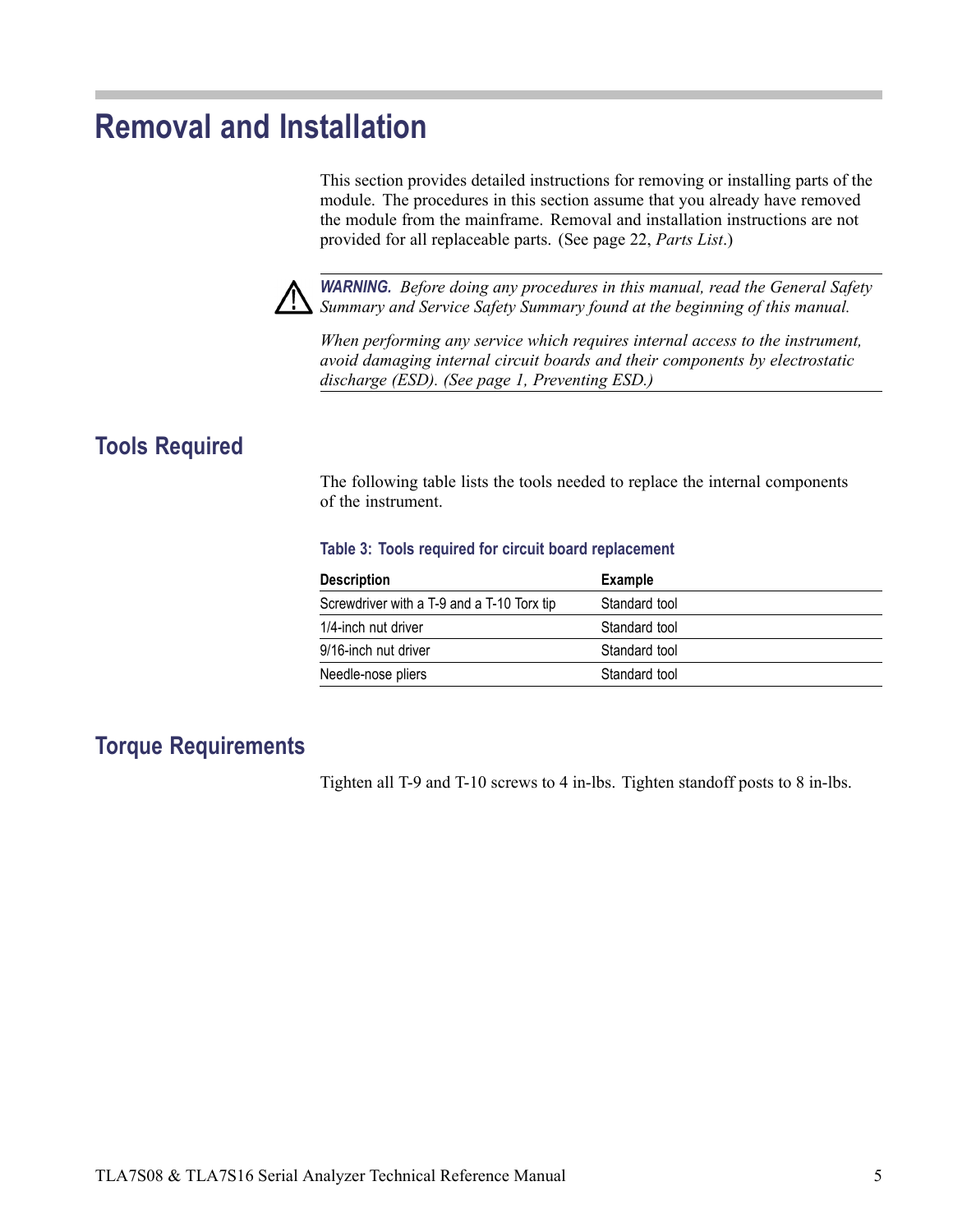# Removal and Installation

This section provides detailed instructions for removing or installing parts of the module. The procedures in this section assume that you already have removed the module from the mainframe. Removal and installation instructions are not provided for all replaceable parts. (See page 22, *Parts List*.)

> ⚠ ***WARNING.*** *Before doing any procedures in this manual, read the General Safety Summary and Service Safety Summary found at the beginning of this manual.*
>
> *When performing any service which requires internal access to the instrument, avoid damaging internal circuit boards and their components by electrostatic discharge (ESD). (See page 1, Preventing ESD.)*

## Tools Required

The following table lists the tools needed to replace the internal components of the instrument.

**Table 3: Tools required for circuit board replacement**

| Description | Example |
|---|---|
| Screwdriver with a T-9 and a T-10 Torx tip | Standard tool |
| 1/4-inch nut driver | Standard tool |
| 9/16-inch nut driver | Standard tool |
| Needle-nose pliers | Standard tool |

## Torque Requirements

Tighten all T-9 and T-10 screws to 4 in-lbs. Tighten standoff posts to 8 in-lbs.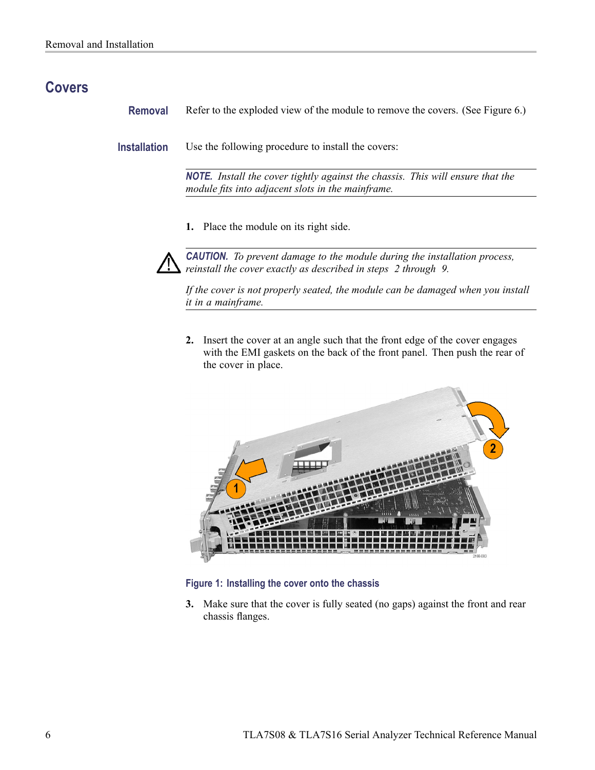## Covers

### Removal

Refer to the exploded view of the module to remove the covers. (See Figure 6.)

### Installation

Use the following procedure to install the covers:

***NOTE.** Install the cover tightly against the chassis. This will ensure that the module fits into adjacent slots in the mainframe.*

1. Place the module on its right side.

***CAUTION.** To prevent damage to the module during the installation process, reinstall the cover exactly as described in steps 2 through 9.*

*If the cover is not properly seated, the module can be damaged when you install it in a mainframe.*

2. Insert the cover at an angle such that the front edge of the cover engages with the EMI gaskets on the back of the front panel. Then push the rear of the cover in place.

**Figure 1: Installing the cover onto the chassis**

3. Make sure that the cover is fully seated (no gaps) against the front and rear chassis flanges.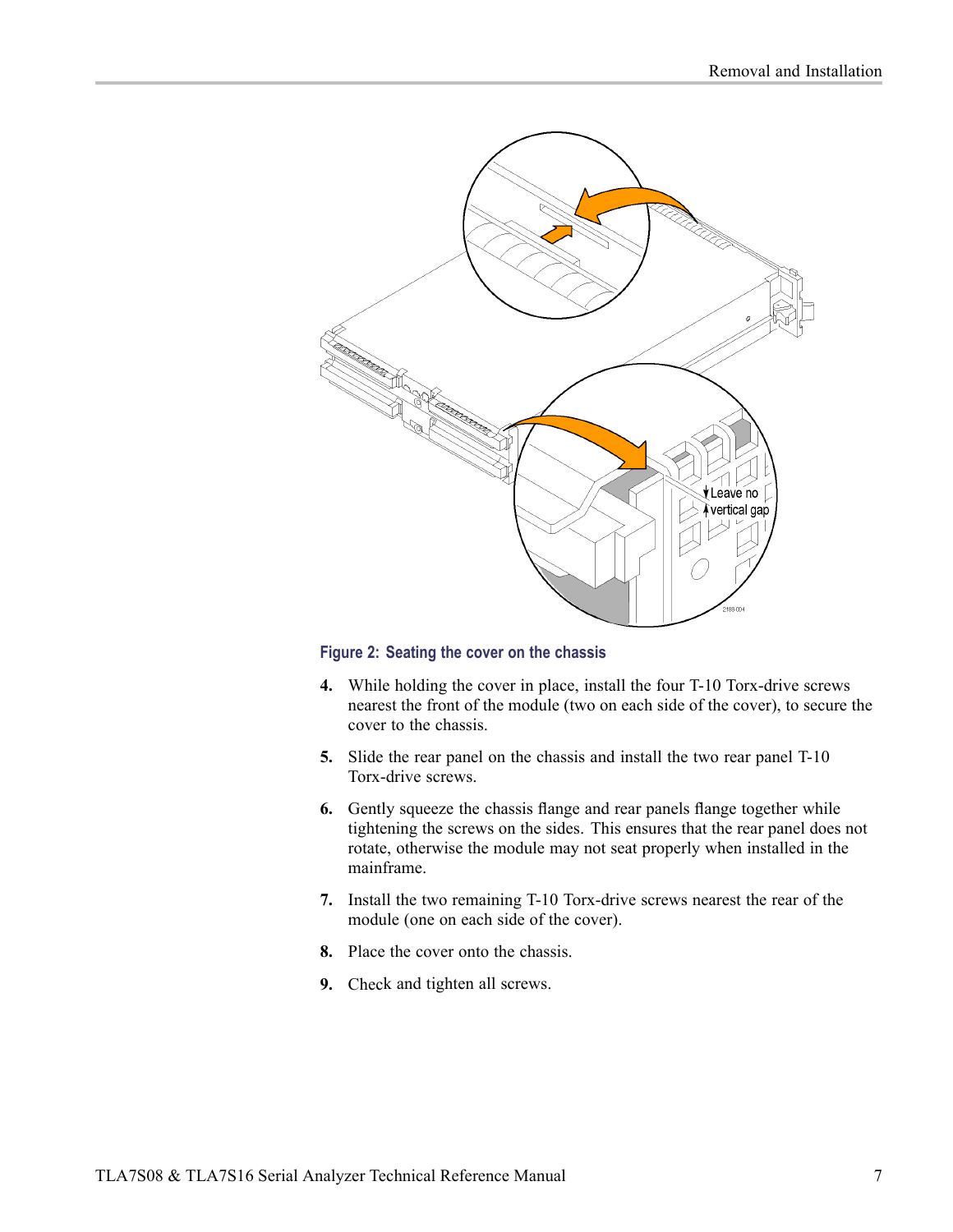Figure 2: Seating the cover on the chassis

4. While holding the cover in place, install the four T-10 Torx-drive screws nearest the front of the module (two on each side of the cover), to secure the cover to the chassis.

5. Slide the rear panel on the chassis and install the two rear panel T-10 Torx-drive screws.

6. Gently squeeze the chassis flange and rear panels flange together while tightening the screws on the sides. This ensures that the rear panel does not rotate, otherwise the module may not seat properly when installed in the mainframe.

7. Install the two remaining T-10 Torx-drive screws nearest the rear of the module (one on each side of the cover).

8. Place the cover onto the chassis.

9. Check and tighten all screws.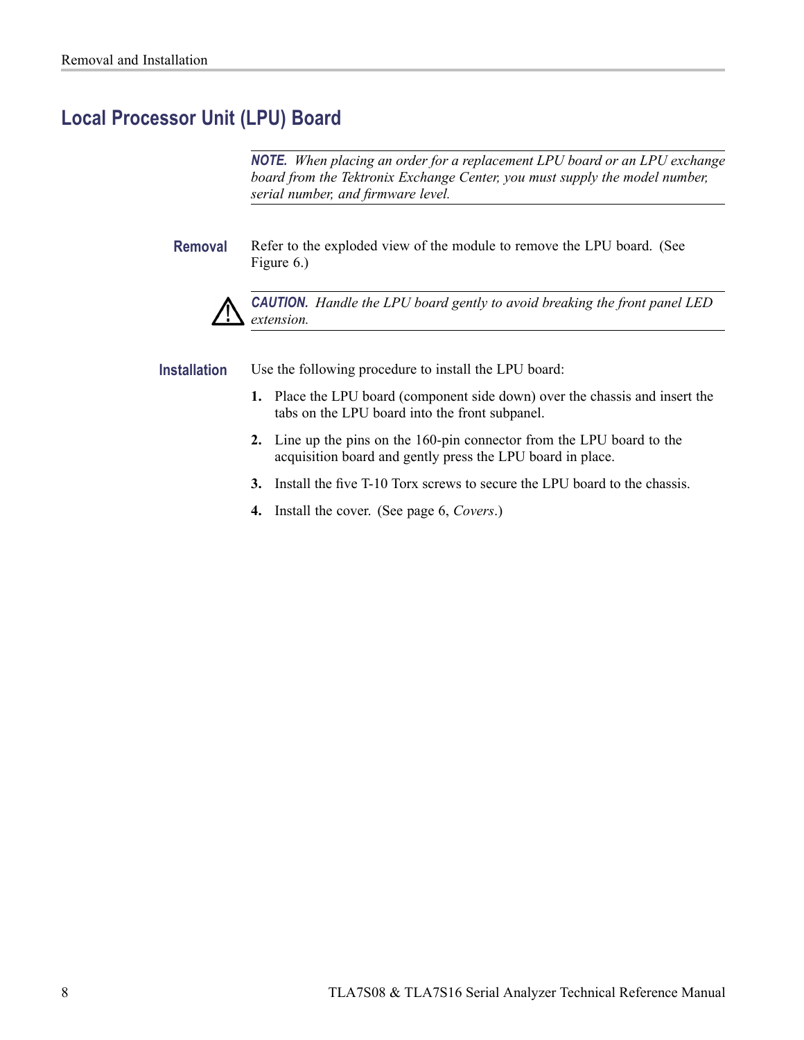## Local Processor Unit (LPU) Board

***NOTE.** When placing an order for a replacement LPU board or an LPU exchange board from the Tektronix Exchange Center, you must supply the model number, serial number, and firmware level.*

### Removal

Refer to the exploded view of the module to remove the LPU board. (See Figure 6.)

⚠ ***CAUTION.** Handle the LPU board gently to avoid breaking the front panel LED extension.*

### Installation

Use the following procedure to install the LPU board:

1. Place the LPU board (component side down) over the chassis and insert the tabs on the LPU board into the front subpanel.
2. Line up the pins on the 160-pin connector from the LPU board to the acquisition board and gently press the LPU board in place.
3. Install the five T-10 Torx screws to secure the LPU board to the chassis.
4. Install the cover. (See page 6, *Covers*.)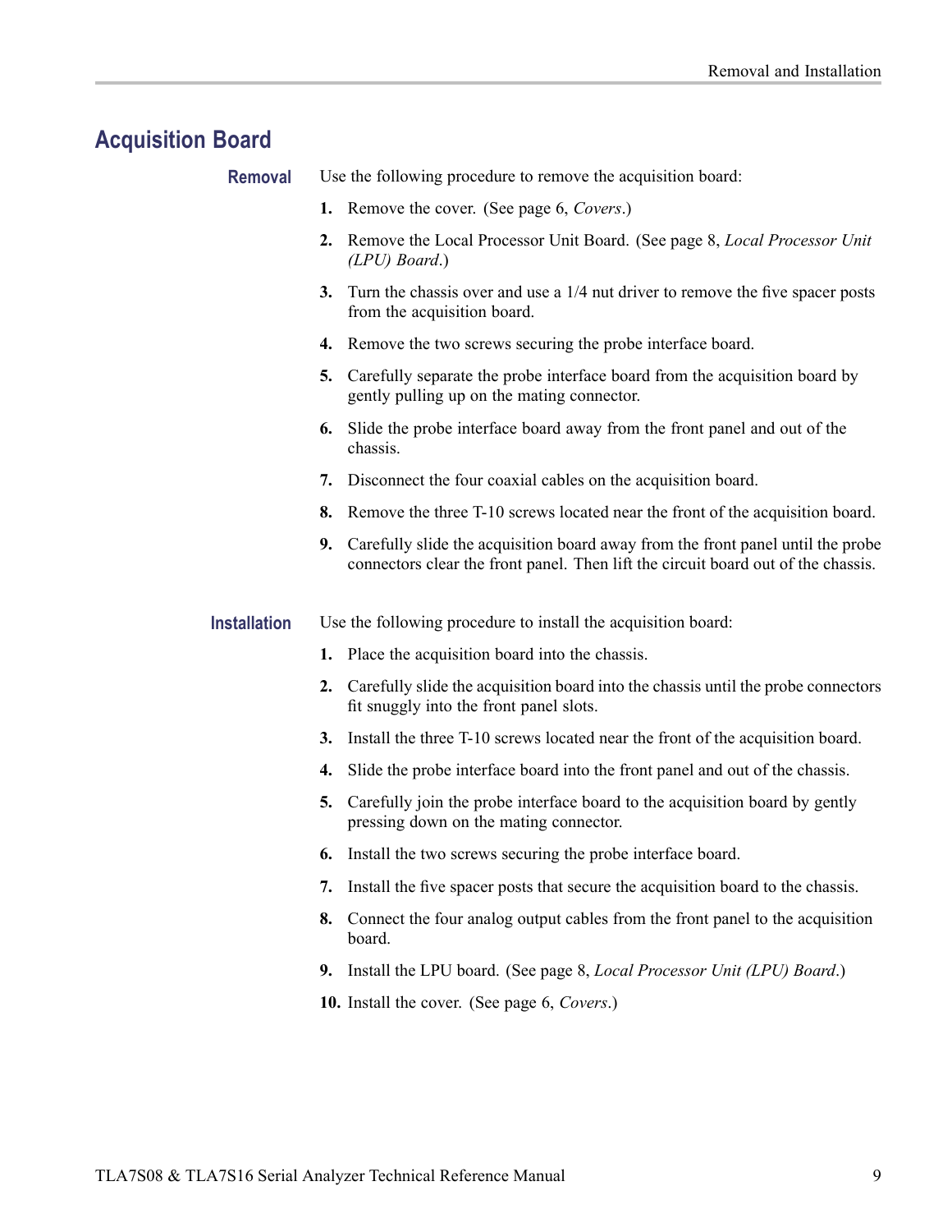## Acquisition Board

### Removal

Use the following procedure to remove the acquisition board:

1. Remove the cover. (See page 6, *Covers*.)
2. Remove the Local Processor Unit Board. (See page 8, *Local Processor Unit (LPU) Board*.)
3. Turn the chassis over and use a 1/4 nut driver to remove the five spacer posts from the acquisition board.
4. Remove the two screws securing the probe interface board.
5. Carefully separate the probe interface board from the acquisition board by gently pulling up on the mating connector.
6. Slide the probe interface board away from the front panel and out of the chassis.
7. Disconnect the four coaxial cables on the acquisition board.
8. Remove the three T-10 screws located near the front of the acquisition board.
9. Carefully slide the acquisition board away from the front panel until the probe connectors clear the front panel. Then lift the circuit board out of the chassis.

### Installation

Use the following procedure to install the acquisition board:

1. Place the acquisition board into the chassis.
2. Carefully slide the acquisition board into the chassis until the probe connectors fit snuggly into the front panel slots.
3. Install the three T-10 screws located near the front of the acquisition board.
4. Slide the probe interface board into the front panel and out of the chassis.
5. Carefully join the probe interface board to the acquisition board by gently pressing down on the mating connector.
6. Install the two screws securing the probe interface board.
7. Install the five spacer posts that secure the acquisition board to the chassis.
8. Connect the four analog output cables from the front panel to the acquisition board.
9. Install the LPU board. (See page 8, *Local Processor Unit (LPU) Board*.)
10. Install the cover. (See page 6, *Covers*.)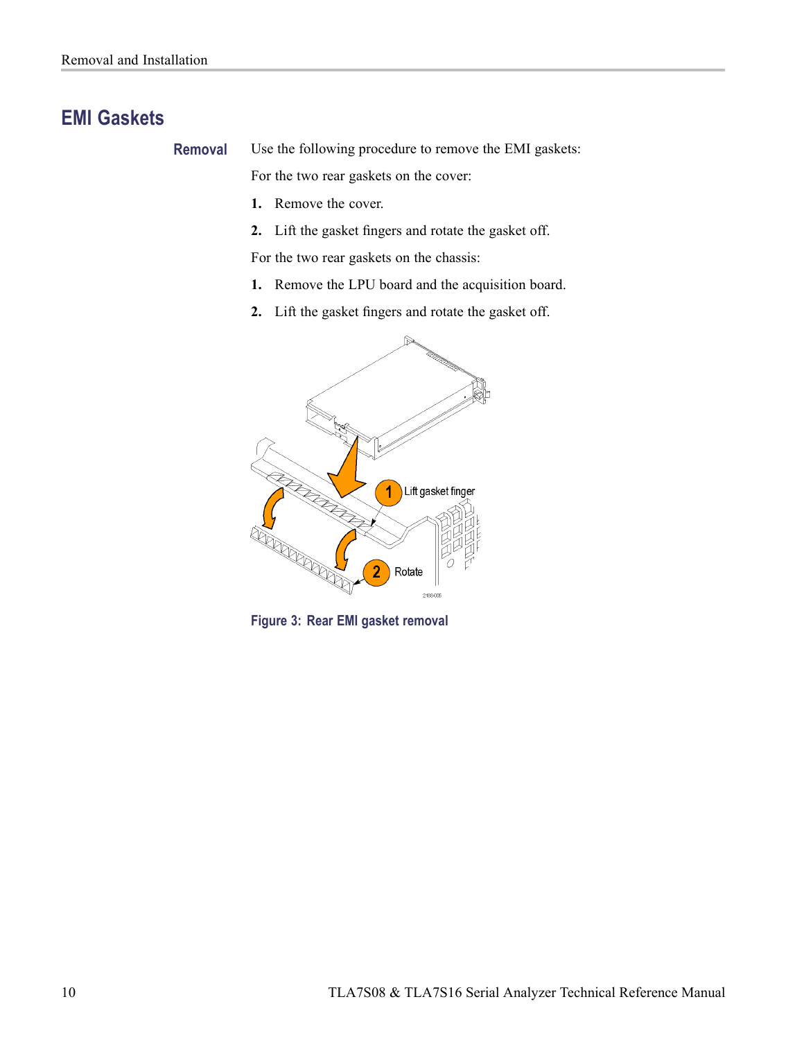## EMI Gaskets

### Removal

Use the following procedure to remove the EMI gaskets:

For the two rear gaskets on the cover:

1. Remove the cover.
2. Lift the gasket fingers and rotate the gasket off.

For the two rear gaskets on the chassis:

1. Remove the LPU board and the acquisition board.
2. Lift the gasket fingers and rotate the gasket off.

Figure 3: Rear EMI gasket removal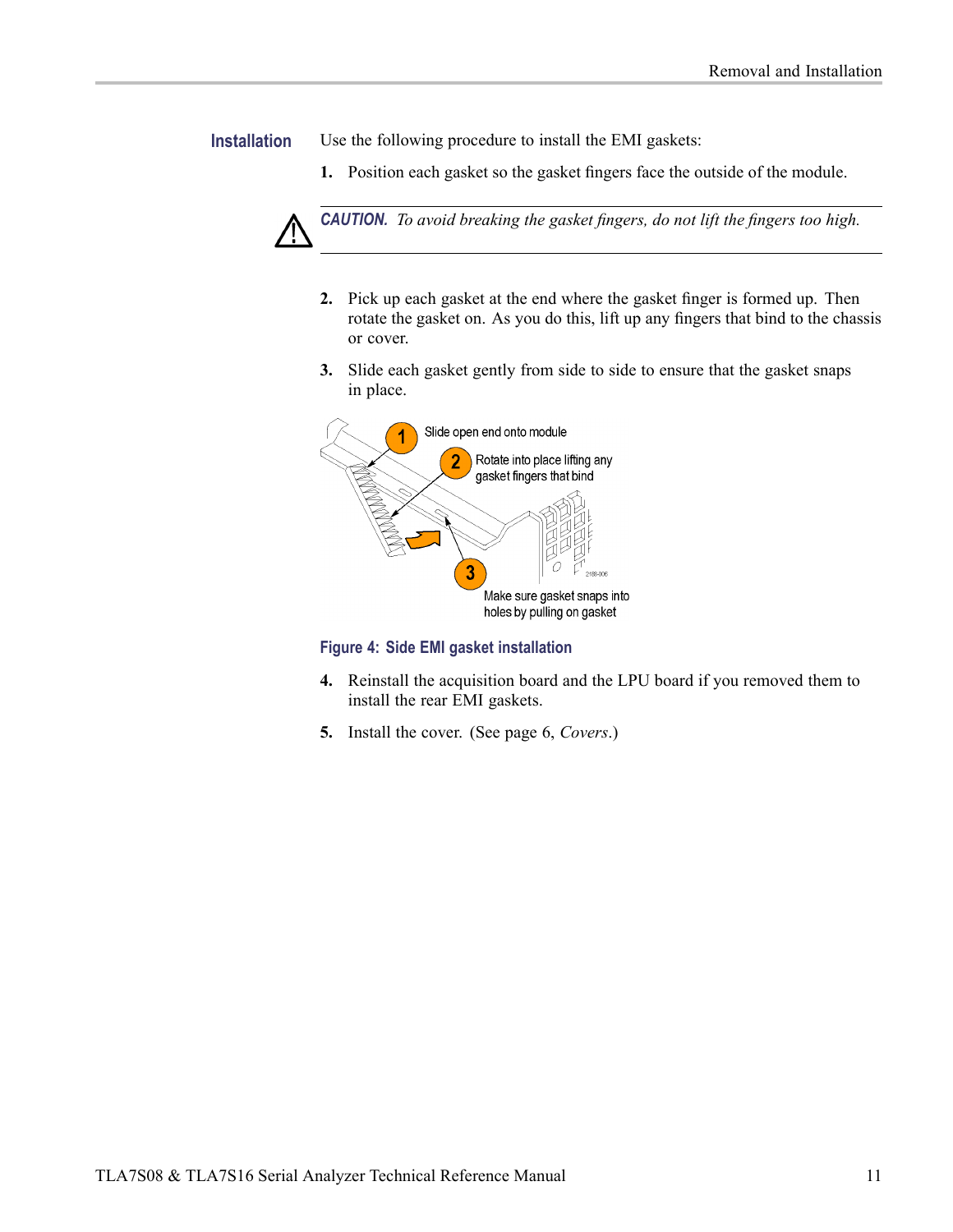## Installation

Use the following procedure to install the EMI gaskets:

1. Position each gasket so the gasket fingers face the outside of the module.

> **CAUTION.** *To avoid breaking the gasket fingers, do not lift the fingers too high.*

2. Pick up each gasket at the end where the gasket finger is formed up. Then rotate the gasket on. As you do this, lift up any fingers that bind to the chassis or cover.
3. Slide each gasket gently from side to side to ensure that the gasket snaps in place.

**Figure 4: Side EMI gasket installation**

4. Reinstall the acquisition board and the LPU board if you removed them to install the rear EMI gaskets.
5. Install the cover. (See page 6, *Covers*.)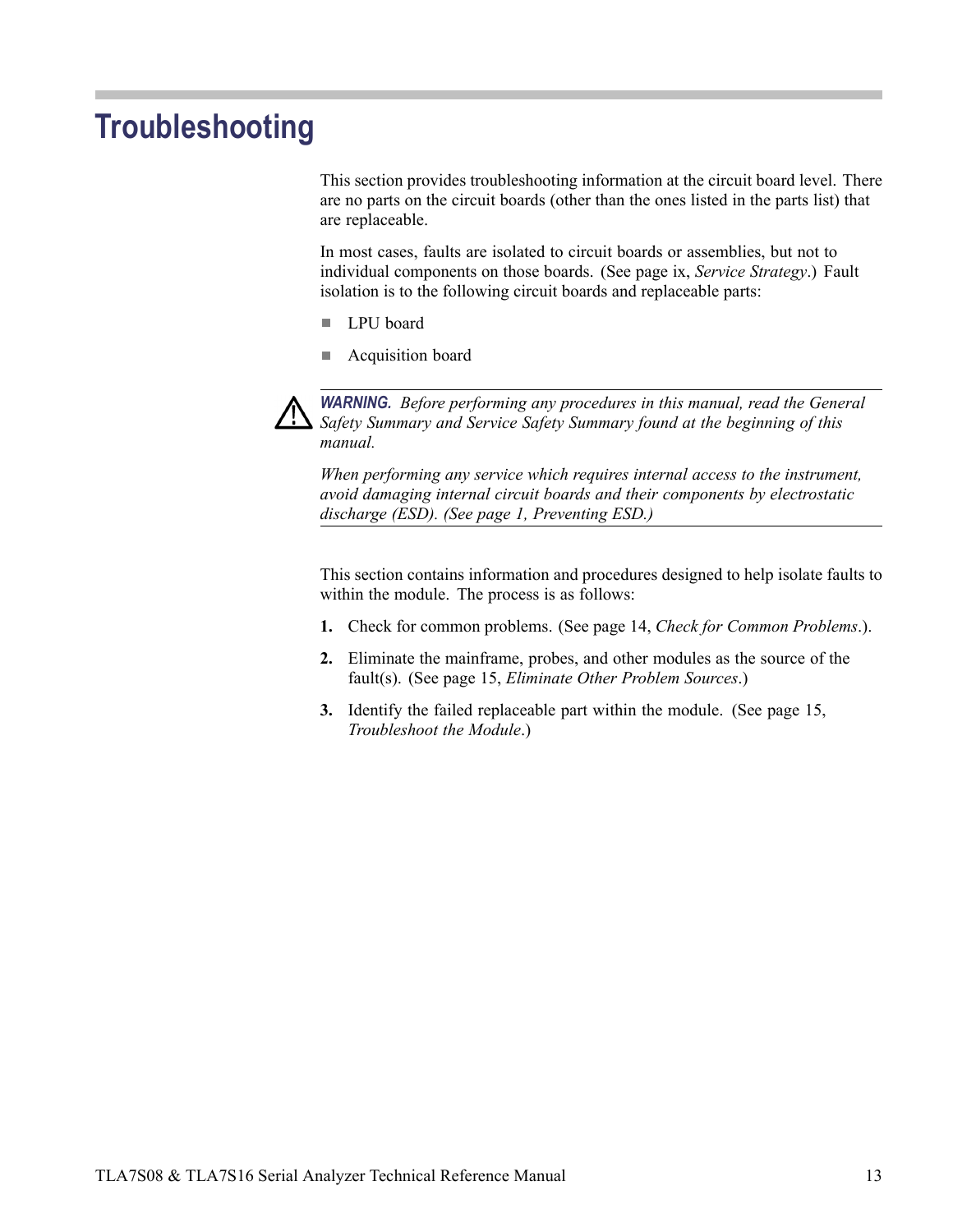# Troubleshooting

This section provides troubleshooting information at the circuit board level. There are no parts on the circuit boards (other than the ones listed in the parts list) that are replaceable.

In most cases, faults are isolated to circuit boards or assemblies, but not to individual components on those boards. (See page ix, *Service Strategy*.) Fault isolation is to the following circuit boards and replaceable parts:

- LPU board
- Acquisition board

> ***WARNING.*** *Before performing any procedures in this manual, read the General Safety Summary and Service Safety Summary found at the beginning of this manual.*
>
> *When performing any service which requires internal access to the instrument, avoid damaging internal circuit boards and their components by electrostatic discharge (ESD). (See page 1, Preventing ESD.)*

This section contains information and procedures designed to help isolate faults to within the module. The process is as follows:

1. Check for common problems. (See page 14, *Check for Common Problems*.).
2. Eliminate the mainframe, probes, and other modules as the source of the fault(s). (See page 15, *Eliminate Other Problem Sources*.)
3. Identify the failed replaceable part within the module. (See page 15, *Troubleshoot the Module*.)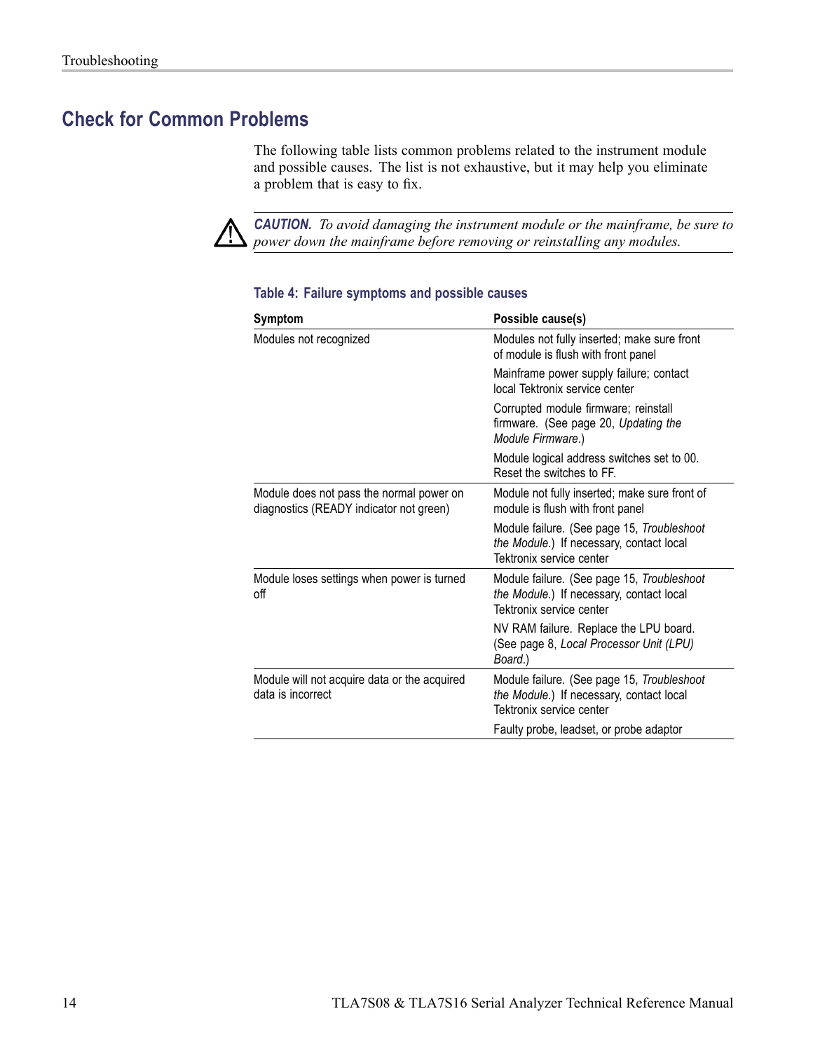## Check for Common Problems

The following table lists common problems related to the instrument module and possible causes. The list is not exhaustive, but it may help you eliminate a problem that is easy to fix.

> ⚠ ***CAUTION.*** *To avoid damaging the instrument module or the mainframe, be sure to power down the mainframe before removing or reinstalling any modules.*

**Table 4: Failure symptoms and possible causes**

| Symptom | Possible cause(s) |
|---|---|
| Modules not recognized | Modules not fully inserted; make sure front of module is flush with front panel |
| | Mainframe power supply failure; contact local Tektronix service center |
| | Corrupted module firmware; reinstall firmware. (See page 20, *Updating the Module Firmware*.) |
| | Module logical address switches set to 00. Reset the switches to FF. |
| Module does not pass the normal power on diagnostics (READY indicator not green) | Module not fully inserted; make sure front of module is flush with front panel |
| | Module failure. (See page 15, *Troubleshoot the Module*.) If necessary, contact local Tektronix service center |
| Module loses settings when power is turned off | Module failure. (See page 15, *Troubleshoot the Module*.) If necessary, contact local Tektronix service center |
| | NV RAM failure. Replace the LPU board. (See page 8, *Local Processor Unit (LPU) Board*.) |
| Module will not acquire data or the acquired data is incorrect | Module failure. (See page 15, *Troubleshoot the Module*.) If necessary, contact local Tektronix service center |
| | Faulty probe, leadset, or probe adaptor |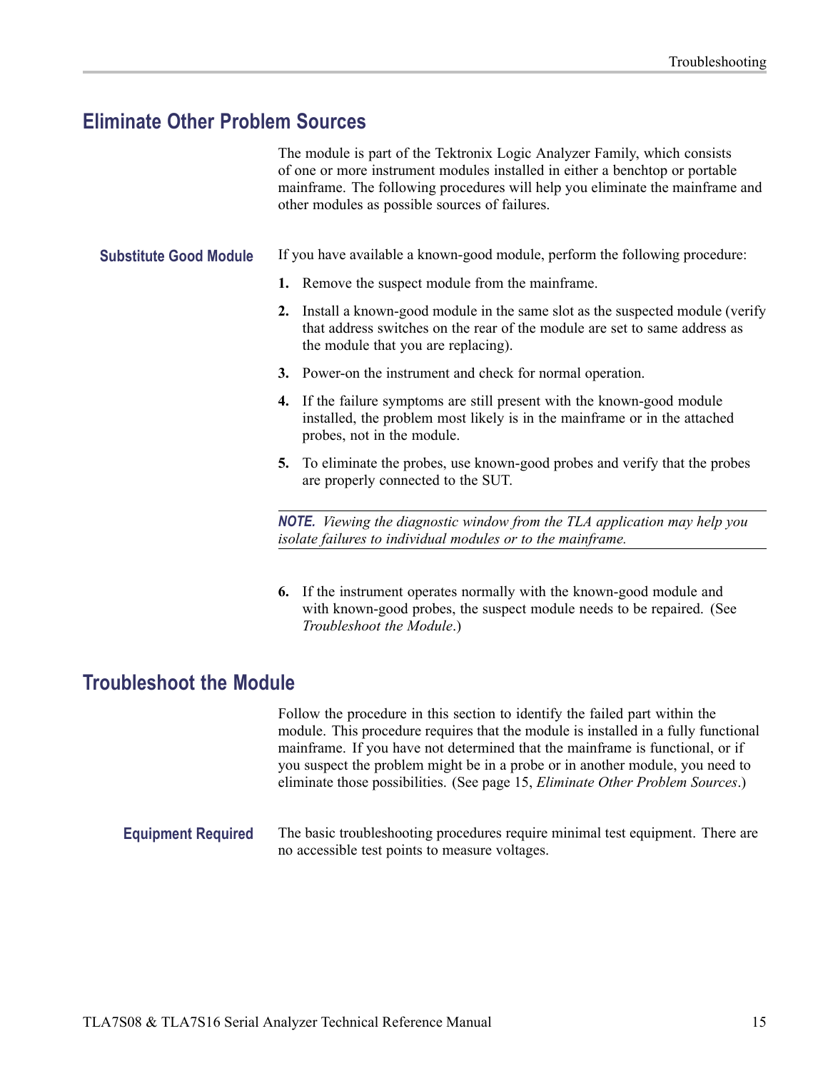## Eliminate Other Problem Sources

The module is part of the Tektronix Logic Analyzer Family, which consists of one or more instrument modules installed in either a benchtop or portable mainframe. The following procedures will help you eliminate the mainframe and other modules as possible sources of failures.

### Substitute Good Module

If you have available a known-good module, perform the following procedure:

1. Remove the suspect module from the mainframe.
2. Install a known-good module in the same slot as the suspected module (verify that address switches on the rear of the module are set to same address as the module that you are replacing).
3. Power-on the instrument and check for normal operation.
4. If the failure symptoms are still present with the known-good module installed, the problem most likely is in the mainframe or in the attached probes, not in the module.
5. To eliminate the probes, use known-good probes and verify that the probes are properly connected to the SUT.

---

***NOTE.*** *Viewing the diagnostic window from the TLA application may help you isolate failures to individual modules or to the mainframe.*

---

6. If the instrument operates normally with the known-good module and with known-good probes, the suspect module needs to be repaired. (See *Troubleshoot the Module*.)

## Troubleshoot the Module

Follow the procedure in this section to identify the failed part within the module. This procedure requires that the module is installed in a fully functional mainframe. If you have not determined that the mainframe is functional, or if you suspect the problem might be in a probe or in another module, you need to eliminate those possibilities. (See page 15, *Eliminate Other Problem Sources*.)

### Equipment Required

The basic troubleshooting procedures require minimal test equipment. There are no accessible test points to measure voltages.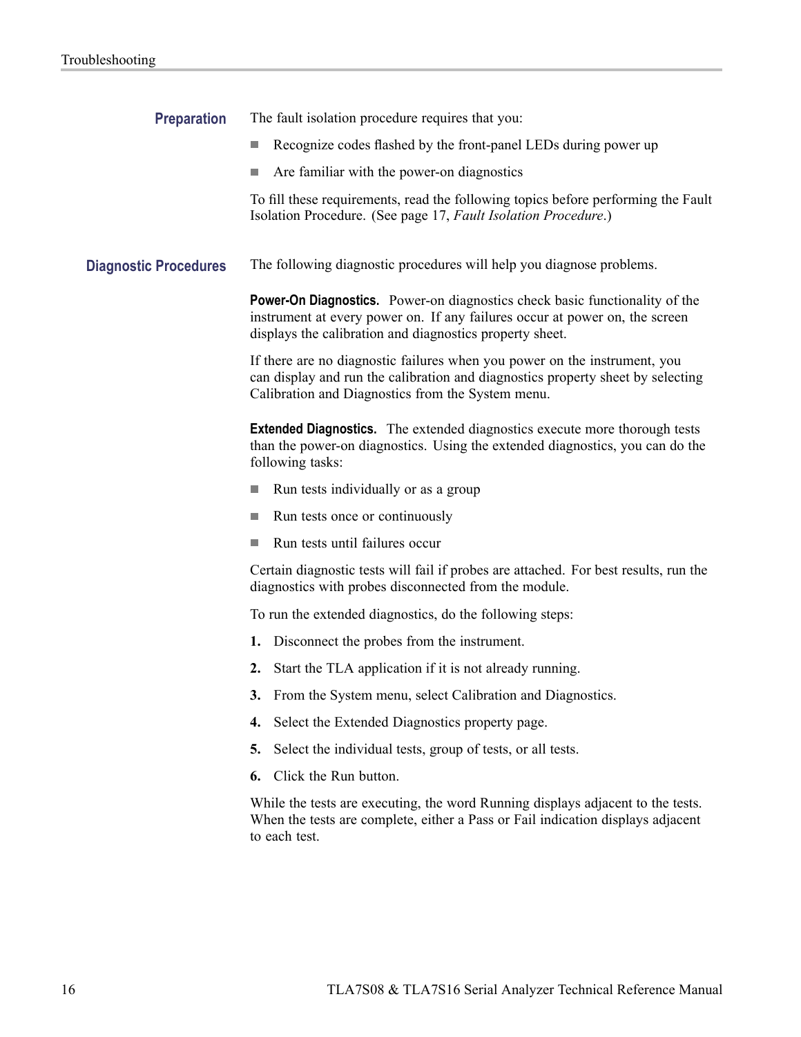## Preparation

The fault isolation procedure requires that you:

- Recognize codes flashed by the front-panel LEDs during power up
- Are familiar with the power-on diagnostics

To fill these requirements, read the following topics before performing the Fault Isolation Procedure. (See page 17, *Fault Isolation Procedure*.)

## Diagnostic Procedures

The following diagnostic procedures will help you diagnose problems.

**Power-On Diagnostics.** Power-on diagnostics check basic functionality of the instrument at every power on. If any failures occur at power on, the screen displays the calibration and diagnostics property sheet.

If there are no diagnostic failures when you power on the instrument, you can display and run the calibration and diagnostics property sheet by selecting Calibration and Diagnostics from the System menu.

**Extended Diagnostics.** The extended diagnostics execute more thorough tests than the power-on diagnostics. Using the extended diagnostics, you can do the following tasks:

- Run tests individually or as a group
- Run tests once or continuously
- Run tests until failures occur

Certain diagnostic tests will fail if probes are attached. For best results, run the diagnostics with probes disconnected from the module.

To run the extended diagnostics, do the following steps:

1. Disconnect the probes from the instrument.
2. Start the TLA application if it is not already running.
3. From the System menu, select Calibration and Diagnostics.
4. Select the Extended Diagnostics property page.
5. Select the individual tests, group of tests, or all tests.
6. Click the Run button.

While the tests are executing, the word Running displays adjacent to the tests. When the tests are complete, either a Pass or Fail indication displays adjacent to each test.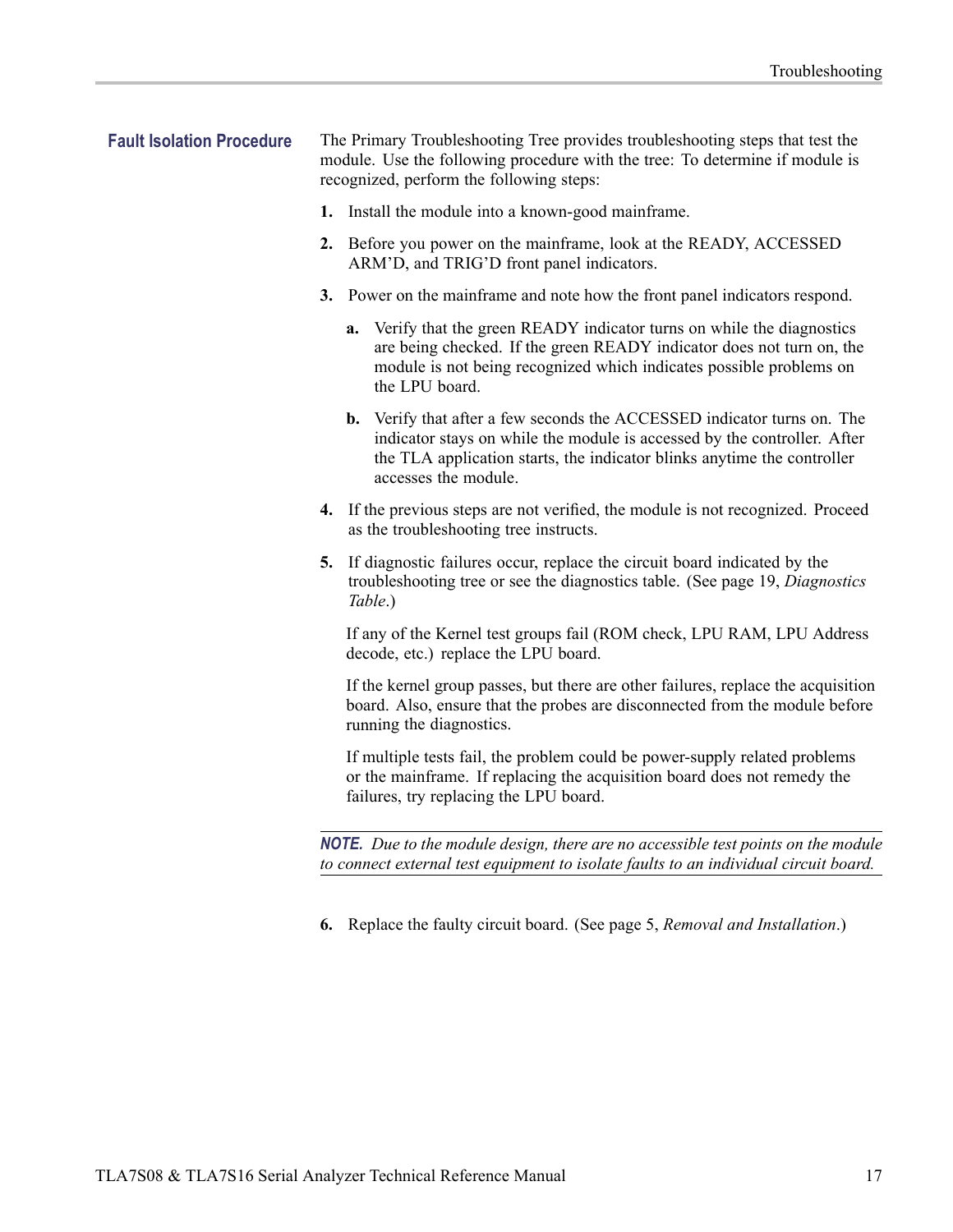## Fault Isolation Procedure

The Primary Troubleshooting Tree provides troubleshooting steps that test the module. Use the following procedure with the tree: To determine if module is recognized, perform the following steps:

1. Install the module into a known-good mainframe.
2. Before you power on the mainframe, look at the READY, ACCESSED ARM'D, and TRIG'D front panel indicators.
3. Power on the mainframe and note how the front panel indicators respond.
   a. Verify that the green READY indicator turns on while the diagnostics are being checked. If the green READY indicator does not turn on, the module is not being recognized which indicates possible problems on the LPU board.
   b. Verify that after a few seconds the ACCESSED indicator turns on. The indicator stays on while the module is accessed by the controller. After the TLA application starts, the indicator blinks anytime the controller accesses the module.
4. If the previous steps are not verified, the module is not recognized. Proceed as the troubleshooting tree instructs.
5. If diagnostic failures occur, replace the circuit board indicated by the troubleshooting tree or see the diagnostics table. (See page 19, *Diagnostics Table*.)

   If any of the Kernel test groups fail (ROM check, LPU RAM, LPU Address decode, etc.) replace the LPU board.

   If the kernel group passes, but there are other failures, replace the acquisition board. Also, ensure that the probes are disconnected from the module before running the diagnostics.

   If multiple tests fail, the problem could be power-supply related problems or the mainframe. If replacing the acquisition board does not remedy the failures, try replacing the LPU board.

**NOTE.** *Due to the module design, there are no accessible test points on the module to connect external test equipment to isolate faults to an individual circuit board.*

6. Replace the faulty circuit board. (See page 5, *Removal and Installation*.)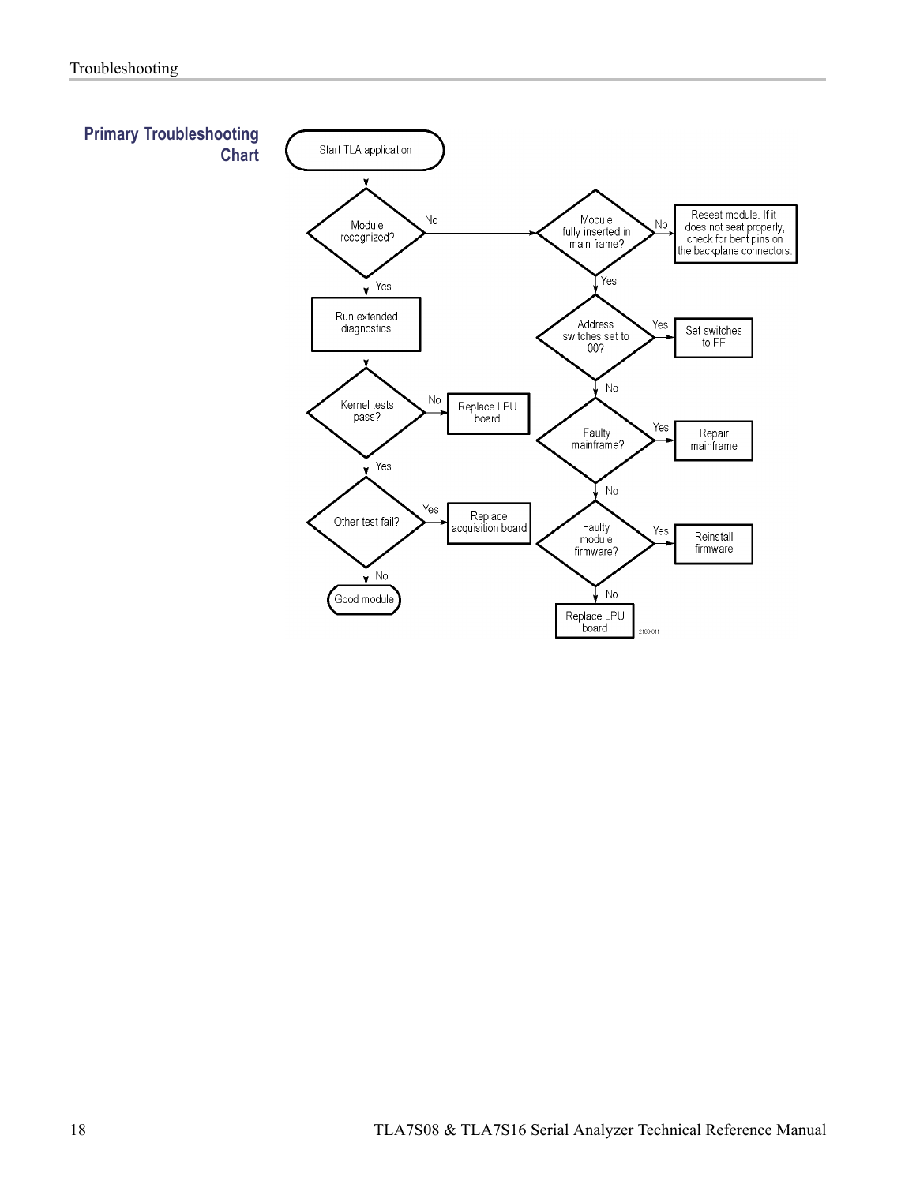## Primary Troubleshooting Chart

Start TLA application

Module recognized?
- Yes → Run extended diagnostics
- No → Module fully inserted in main frame?

Run extended diagnostics → Kernel tests pass?
- No → Replace LPU board
- Yes → Other test fail?

Other test fail?
- Yes → Replace acquisition board
- No → Good module

Module fully inserted in main frame?
- No → Reseat module. If it does not seat properly, check for bent pins on the backplane connectors.
- Yes → Address switches set to 00?

Address switches set to 00?
- Yes → Set switches to FF
- No → Faulty mainframe?

Faulty mainframe?
- Yes → Repair mainframe
- No → Faulty module firmware?

Faulty module firmware?
- Yes → Reinstall firmware
- No → Replace LPU board

2188-011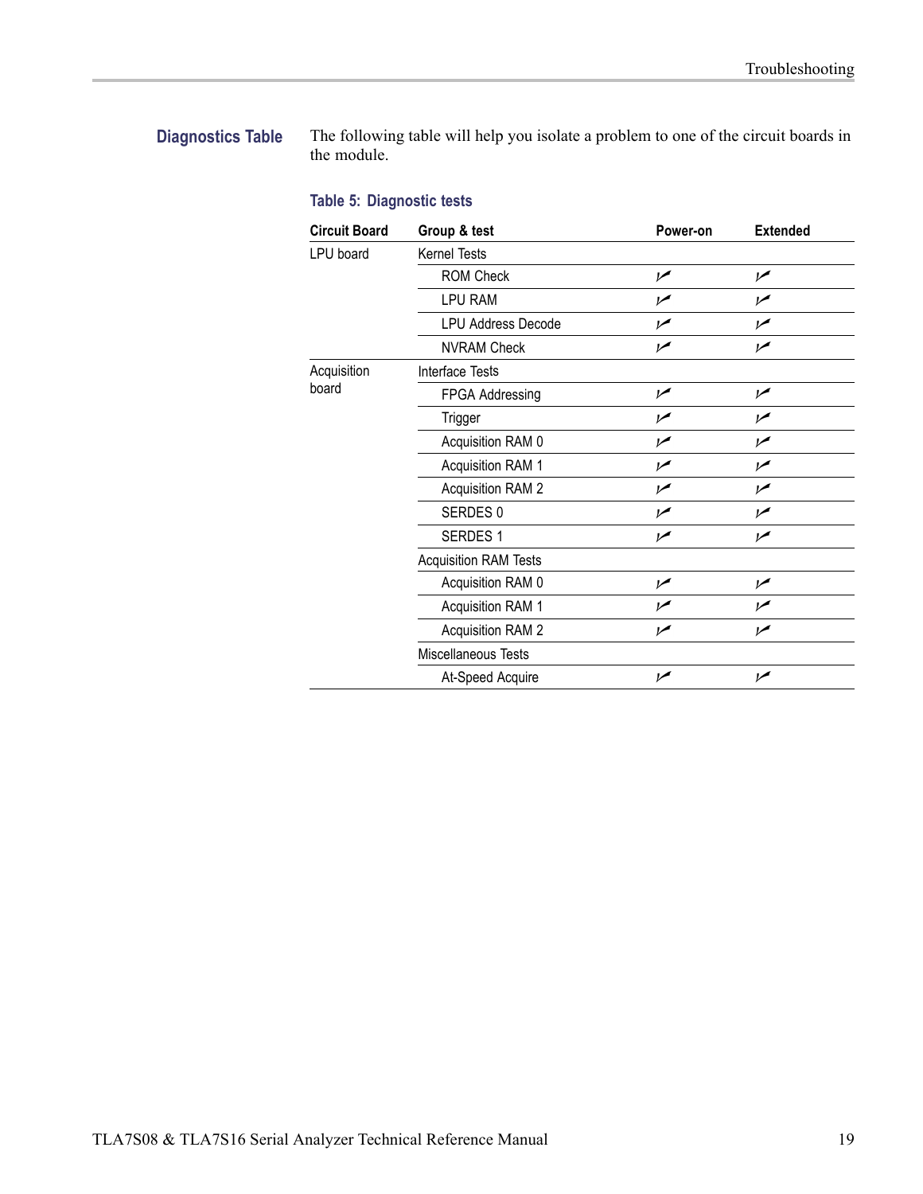## Diagnostics Table

The following table will help you isolate a problem to one of the circuit boards in the module.

**Table 5: Diagnostic tests**

| Circuit Board | Group & test | Power-on | Extended |
|---|---|---|---|
| LPU board | Kernel Tests | | |
| | ROM Check | ✓ | ✓ |
| | LPU RAM | ✓ | ✓ |
| | LPU Address Decode | ✓ | ✓ |
| | NVRAM Check | ✓ | ✓ |
| Acquisition board | Interface Tests | | |
| | FPGA Addressing | ✓ | ✓ |
| | Trigger | ✓ | ✓ |
| | Acquisition RAM 0 | ✓ | ✓ |
| | Acquisition RAM 1 | ✓ | ✓ |
| | Acquisition RAM 2 | ✓ | ✓ |
| | SERDES 0 | ✓ | ✓ |
| | SERDES 1 | ✓ | ✓ |
| | Acquisition RAM Tests | | |
| | Acquisition RAM 0 | ✓ | ✓ |
| | Acquisition RAM 1 | ✓ | ✓ |
| | Acquisition RAM 2 | ✓ | ✓ |
| | Miscellaneous Tests | | |
| | At-Speed Acquire | ✓ | ✓ |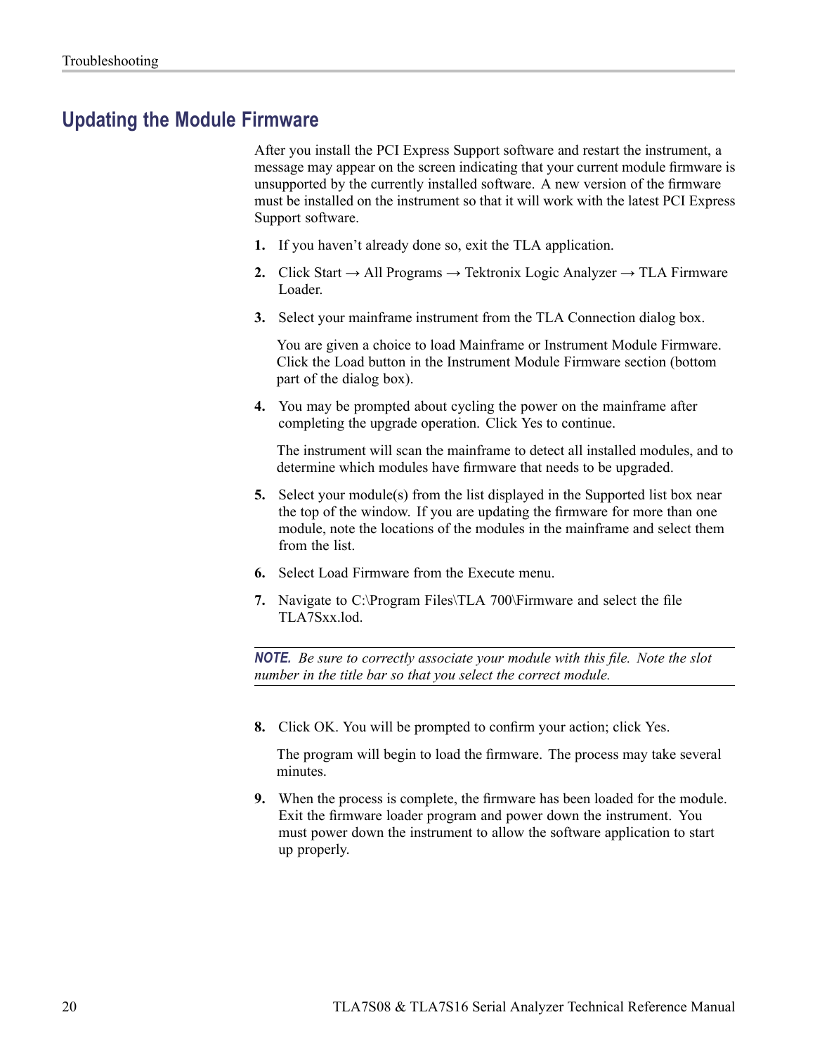## Updating the Module Firmware

After you install the PCI Express Support software and restart the instrument, a message may appear on the screen indicating that your current module firmware is unsupported by the currently installed software. A new version of the firmware must be installed on the instrument so that it will work with the latest PCI Express Support software.

1. If you haven't already done so, exit the TLA application.
2. Click Start → All Programs → Tektronix Logic Analyzer → TLA Firmware Loader.
3. Select your mainframe instrument from the TLA Connection dialog box.

   You are given a choice to load Mainframe or Instrument Module Firmware. Click the Load button in the Instrument Module Firmware section (bottom part of the dialog box).

4. You may be prompted about cycling the power on the mainframe after completing the upgrade operation. Click Yes to continue.

   The instrument will scan the mainframe to detect all installed modules, and to determine which modules have firmware that needs to be upgraded.

5. Select your module(s) from the list displayed in the Supported list box near the top of the window. If you are updating the firmware for more than one module, note the locations of the modules in the mainframe and select them from the list.
6. Select Load Firmware from the Execute menu.
7. Navigate to C:\Program Files\TLA 700\Firmware and select the file TLA7Sxx.lod.

***NOTE.** Be sure to correctly associate your module with this file. Note the slot number in the title bar so that you select the correct module.*

8. Click OK. You will be prompted to confirm your action; click Yes.

   The program will begin to load the firmware. The process may take several minutes.

9. When the process is complete, the firmware has been loaded for the module. Exit the firmware loader program and power down the instrument. You must power down the instrument to allow the software application to start up properly.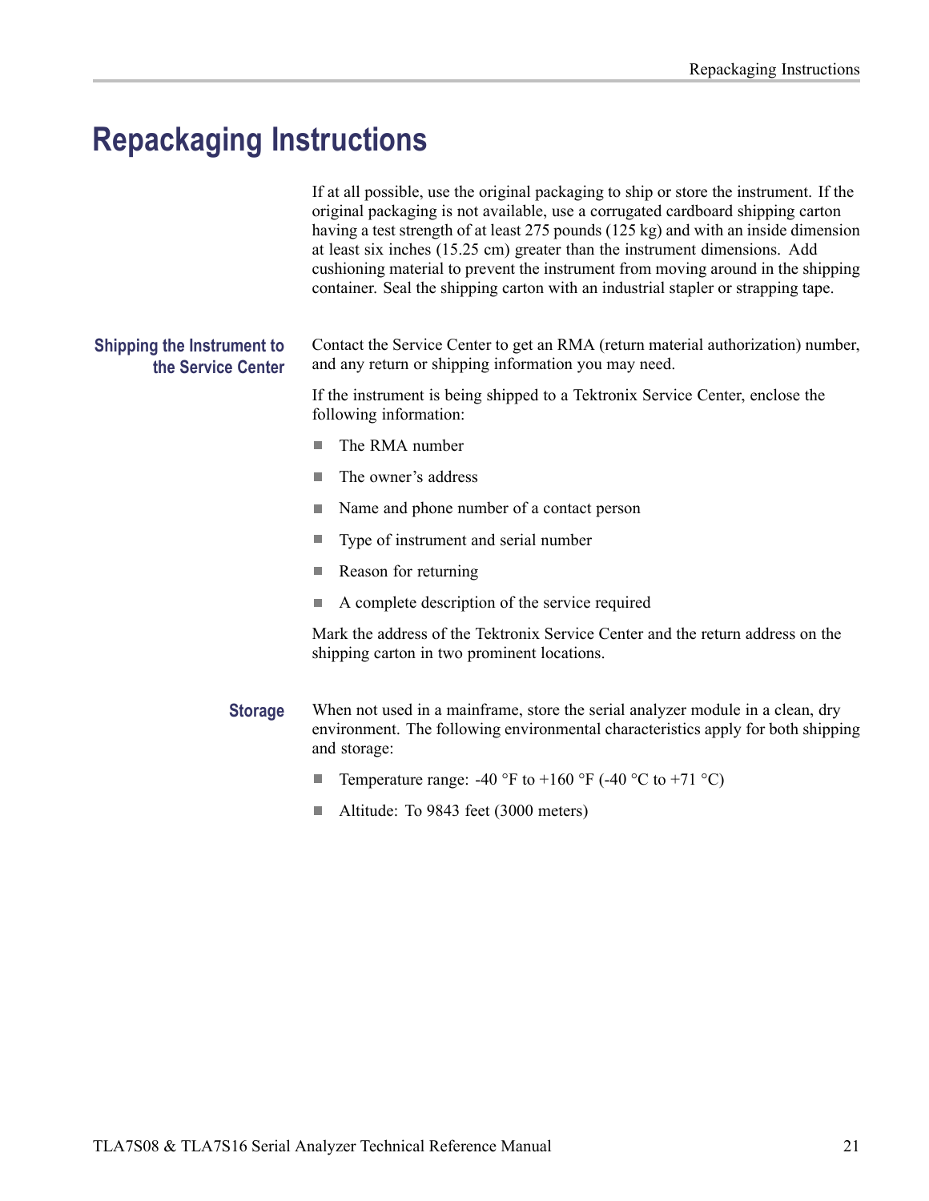# Repackaging Instructions

If at all possible, use the original packaging to ship or store the instrument. If the original packaging is not available, use a corrugated cardboard shipping carton having a test strength of at least 275 pounds (125 kg) and with an inside dimension at least six inches (15.25 cm) greater than the instrument dimensions. Add cushioning material to prevent the instrument from moving around in the shipping container. Seal the shipping carton with an industrial stapler or strapping tape.

## Shipping the Instrument to the Service Center

Contact the Service Center to get an RMA (return material authorization) number, and any return or shipping information you may need.

If the instrument is being shipped to a Tektronix Service Center, enclose the following information:

- The RMA number
- The owner's address
- Name and phone number of a contact person
- Type of instrument and serial number
- Reason for returning
- A complete description of the service required

Mark the address of the Tektronix Service Center and the return address on the shipping carton in two prominent locations.

## Storage

When not used in a mainframe, store the serial analyzer module in a clean, dry environment. The following environmental characteristics apply for both shipping and storage:

- Temperature range: -40 °F to +160 °F (-40 °C to +71 °C)
- Altitude: To 9843 feet (3000 meters)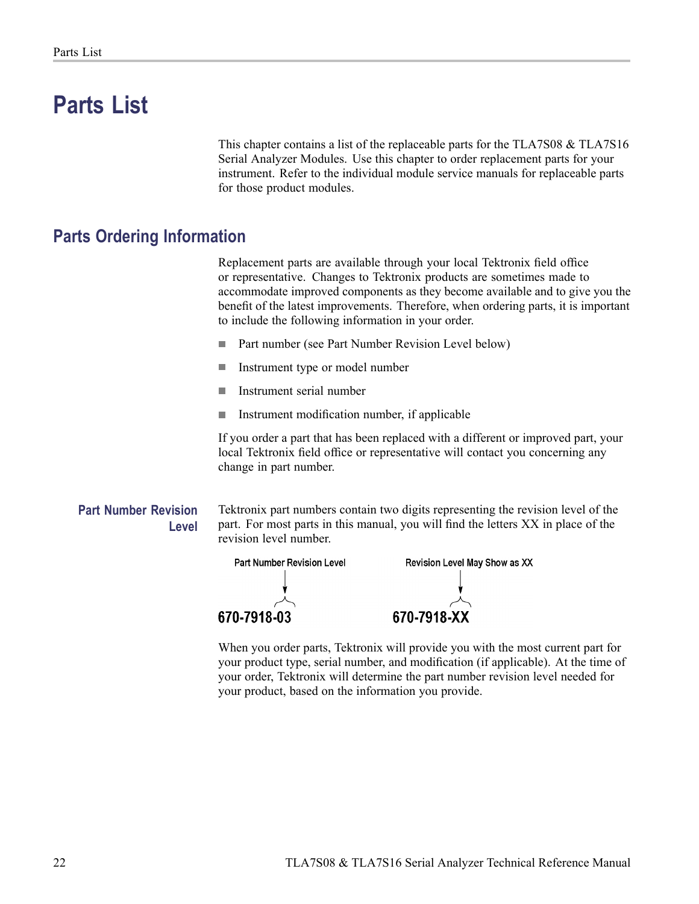# Parts List

This chapter contains a list of the replaceable parts for the TLA7S08 & TLA7S16 Serial Analyzer Modules. Use this chapter to order replacement parts for your instrument. Refer to the individual module service manuals for replaceable parts for those product modules.

## Parts Ordering Information

Replacement parts are available through your local Tektronix field office or representative. Changes to Tektronix products are sometimes made to accommodate improved components as they become available and to give you the benefit of the latest improvements. Therefore, when ordering parts, it is important to include the following information in your order.

- Part number (see Part Number Revision Level below)
- Instrument type or model number
- Instrument serial number
- Instrument modification number, if applicable

If you order a part that has been replaced with a different or improved part, your local Tektronix field office or representative will contact you concerning any change in part number.

### Part Number Revision Level

Tektronix part numbers contain two digits representing the revision level of the part. For most parts in this manual, you will find the letters XX in place of the revision level number.

Part Number Revision Level — **670-7918-03**

Revision Level May Show as XX — **670-7918-XX**

When you order parts, Tektronix will provide you with the most current part for your product type, serial number, and modification (if applicable). At the time of your order, Tektronix will determine the part number revision level needed for your product, based on the information you provide.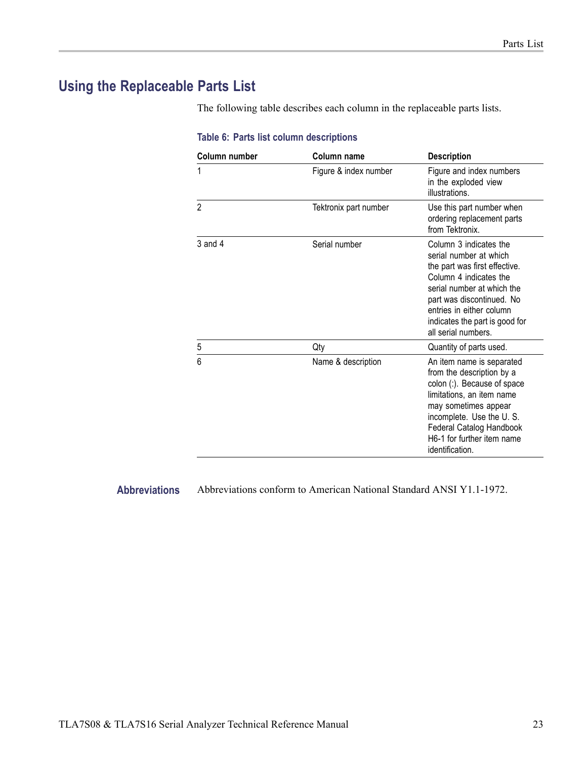## Using the Replaceable Parts List

The following table describes each column in the replaceable parts lists.

**Table 6: Parts list column descriptions**

| Column number | Column name | Description |
|---|---|---|
| 1 | Figure & index number | Figure and index numbers in the exploded view illustrations. |
| 2 | Tektronix part number | Use this part number when ordering replacement parts from Tektronix. |
| 3 and 4 | Serial number | Column 3 indicates the serial number at which the part was first effective. Column 4 indicates the serial number at which the part was discontinued. No entries in either column indicates the part is good for all serial numbers. |
| 5 | Qty | Quantity of parts used. |
| 6 | Name & description | An item name is separated from the description by a colon (:). Because of space limitations, an item name may sometimes appear incomplete. Use the U. S. Federal Catalog Handbook H6-1 for further item name identification. |

### Abbreviations

Abbreviations conform to American National Standard ANSI Y1.1-1972.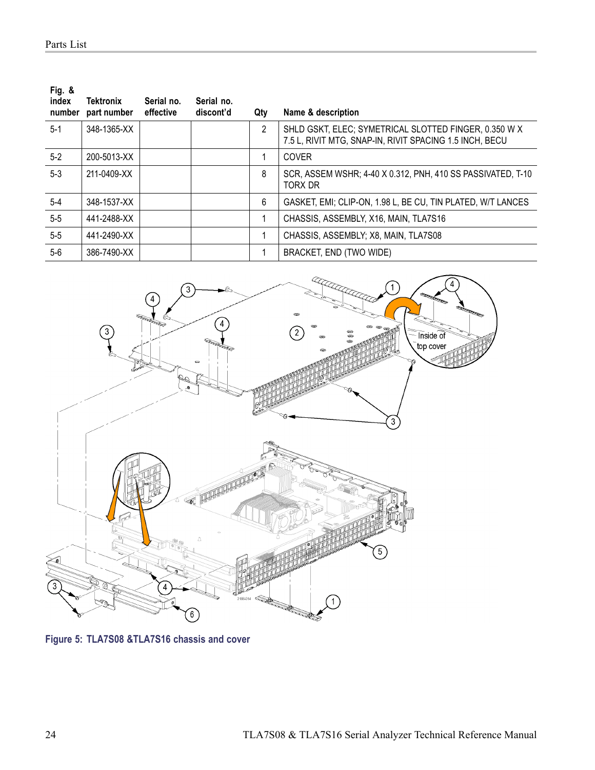| Fig. & index number | Tektronix part number | Serial no. effective | Serial no. discont'd | Qty | Name & description |
|---|---|---|---|---|---|
| 5-1 | 348-1365-XX | | | 2 | SHLD GSKT, ELEC; SYMETRICAL SLOTTED FINGER, 0.350 W X 7.5 L, RIVIT MTG, SNAP-IN, RIVIT SPACING 1.5 INCH, BECU |
| 5-2 | 200-5013-XX | | | 1 | COVER |
| 5-3 | 211-0409-XX | | | 8 | SCR, ASSEM WSHR; 4-40 X 0.312, PNH, 410 SS PASSIVATED, T-10 TORX DR |
| 5-4 | 348-1537-XX | | | 6 | GASKET, EMI; CLIP-ON, 1.98 L, BE CU, TIN PLATED, W/T LANCES |
| 5-5 | 441-2488-XX | | | 1 | CHASSIS, ASSEMBLY, X16, MAIN, TLA7S16 |
| 5-5 | 441-2490-XX | | | 1 | CHASSIS, ASSEMBLY; X8, MAIN, TLA7S08 |
| 5-6 | 386-7490-XX | | | 1 | BRACKET, END (TWO WIDE) |

**Figure 5: TLA7S08 &TLA7S16 chassis and cover**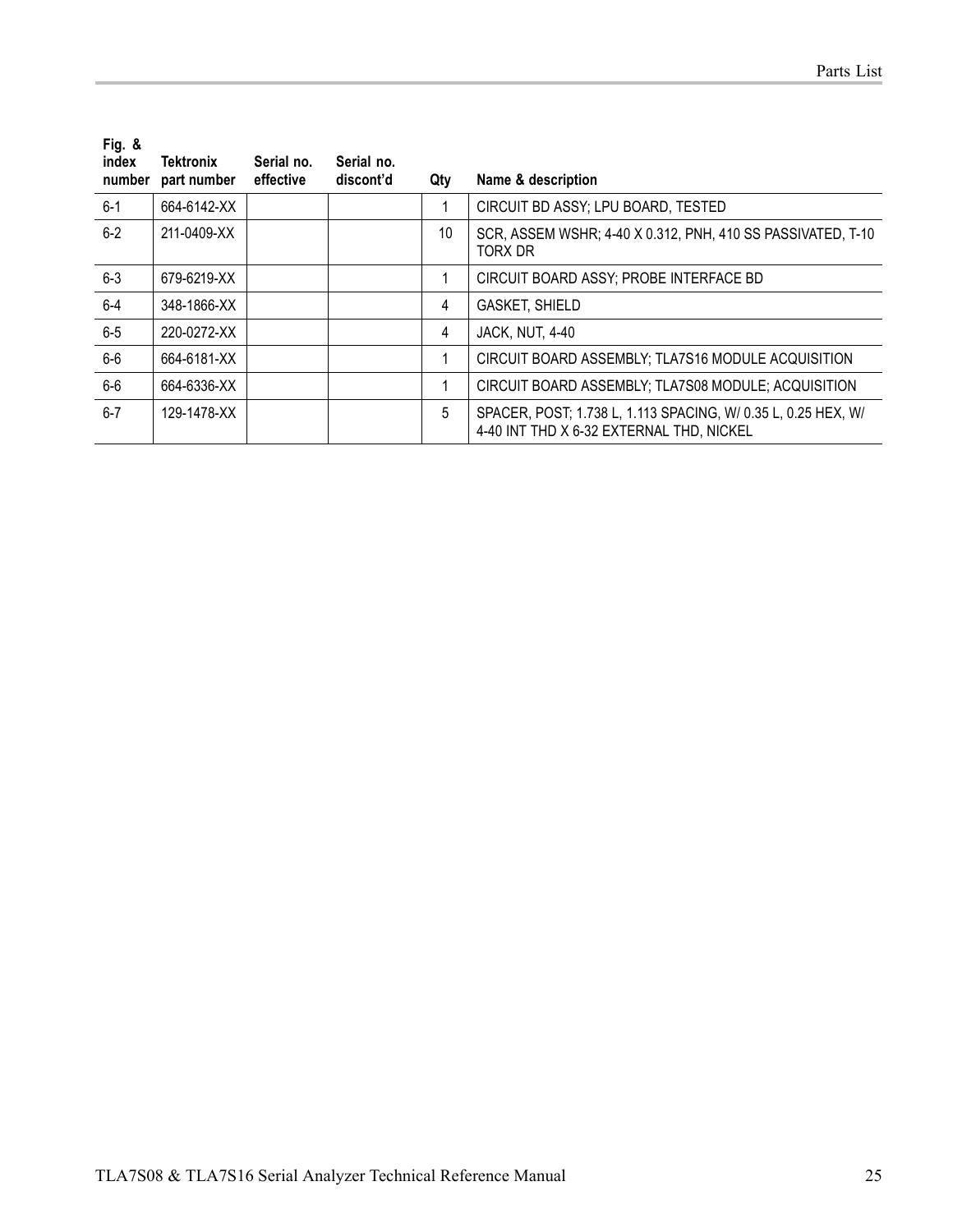| Fig. & index number | Tektronix part number | Serial no. effective | Serial no. discont'd | Qty | Name & description |
|---|---|---|---|---|---|
| 6-1 | 664-6142-XX | | | 1 | CIRCUIT BD ASSY; LPU BOARD, TESTED |
| 6-2 | 211-0409-XX | | | 10 | SCR, ASSEM WSHR; 4-40 X 0.312, PNH, 410 SS PASSIVATED, T-10 TORX DR |
| 6-3 | 679-6219-XX | | | 1 | CIRCUIT BOARD ASSY; PROBE INTERFACE BD |
| 6-4 | 348-1866-XX | | | 4 | GASKET, SHIELD |
| 6-5 | 220-0272-XX | | | 4 | JACK, NUT, 4-40 |
| 6-6 | 664-6181-XX | | | 1 | CIRCUIT BOARD ASSEMBLY; TLA7S16 MODULE ACQUISITION |
| 6-6 | 664-6336-XX | | | 1 | CIRCUIT BOARD ASSEMBLY; TLA7S08 MODULE; ACQUISITION |
| 6-7 | 129-1478-XX | | | 5 | SPACER, POST; 1.738 L, 1.113 SPACING, W/ 0.35 L, 0.25 HEX, W/ 4-40 INT THD X 6-32 EXTERNAL THD, NICKEL |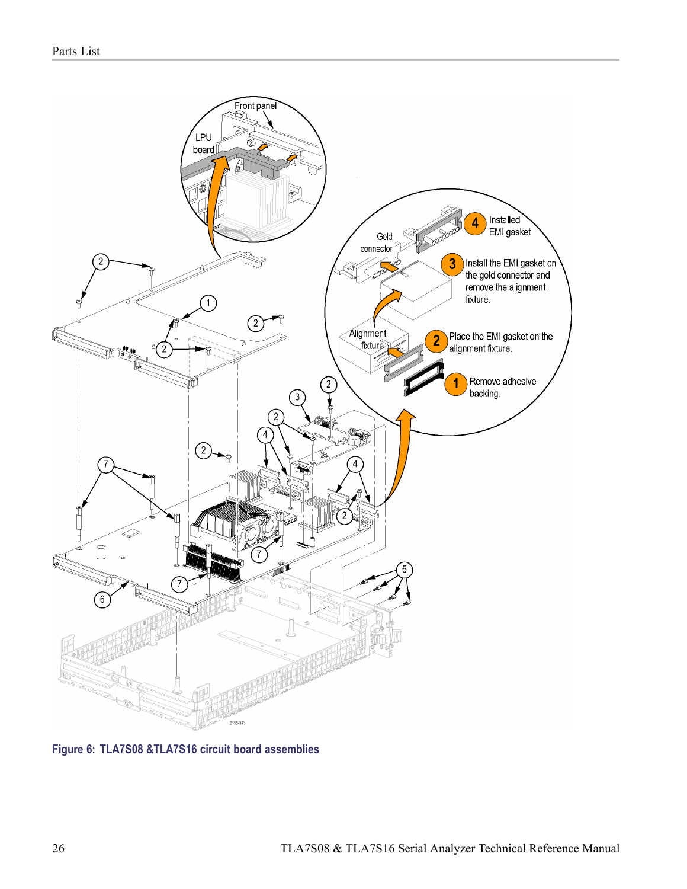Figure 6: TLA7S08 &TLA7S16 circuit board assemblies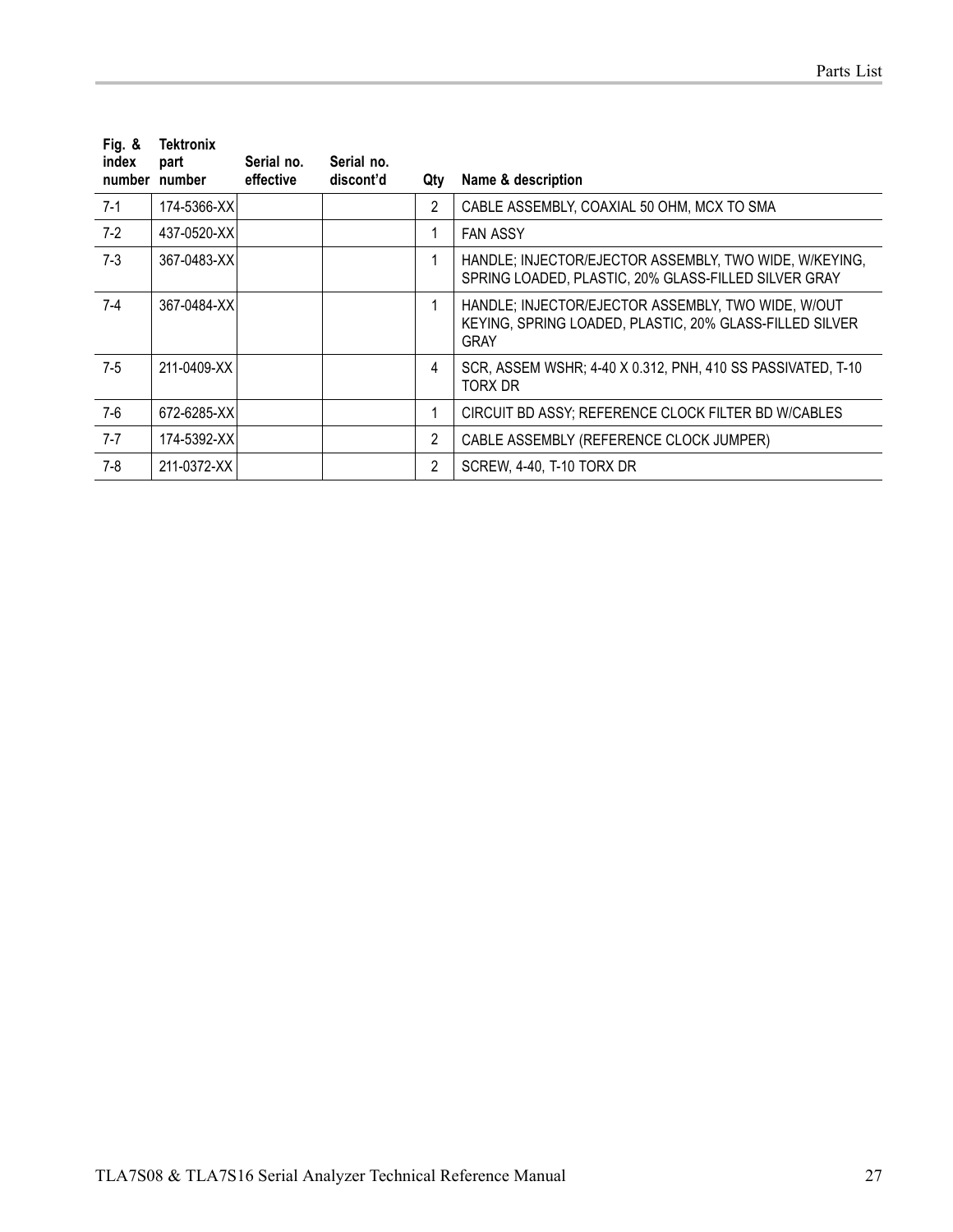| Fig. & index number | Tektronix part number | Serial no. effective | Serial no. discont'd | Qty | Name & description |
|---|---|---|---|---|---|
| 7-1 | 174-5366-XX | | | 2 | CABLE ASSEMBLY, COAXIAL 50 OHM, MCX TO SMA |
| 7-2 | 437-0520-XX | | | 1 | FAN ASSY |
| 7-3 | 367-0483-XX | | | 1 | HANDLE; INJECTOR/EJECTOR ASSEMBLY, TWO WIDE, W/KEYING, SPRING LOADED, PLASTIC, 20% GLASS-FILLED SILVER GRAY |
| 7-4 | 367-0484-XX | | | 1 | HANDLE; INJECTOR/EJECTOR ASSEMBLY, TWO WIDE, W/OUT KEYING, SPRING LOADED, PLASTIC, 20% GLASS-FILLED SILVER GRAY |
| 7-5 | 211-0409-XX | | | 4 | SCR, ASSEM WSHR; 4-40 X 0.312, PNH, 410 SS PASSIVATED, T-10 TORX DR |
| 7-6 | 672-6285-XX | | | 1 | CIRCUIT BD ASSY; REFERENCE CLOCK FILTER BD W/CABLES |
| 7-7 | 174-5392-XX | | | 2 | CABLE ASSEMBLY (REFERENCE CLOCK JUMPER) |
| 7-8 | 211-0372-XX | | | 2 | SCREW, 4-40, T-10 TORX DR |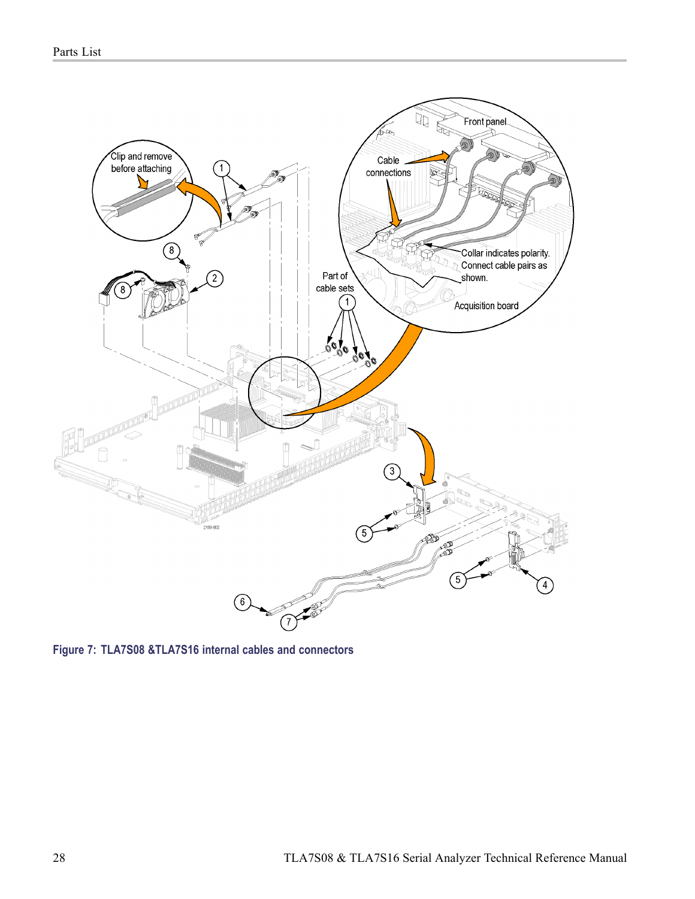Clip and remove before attaching

1

8

2

8

Part of cable sets

1

Front panel

Cable connections

Collar indicates polarity. Connect cable pairs as shown.

Acquisition board

2188-002

3

5

5

4

6

7

**Figure 7: TLA7S08 &TLA7S16 internal cables and connectors**